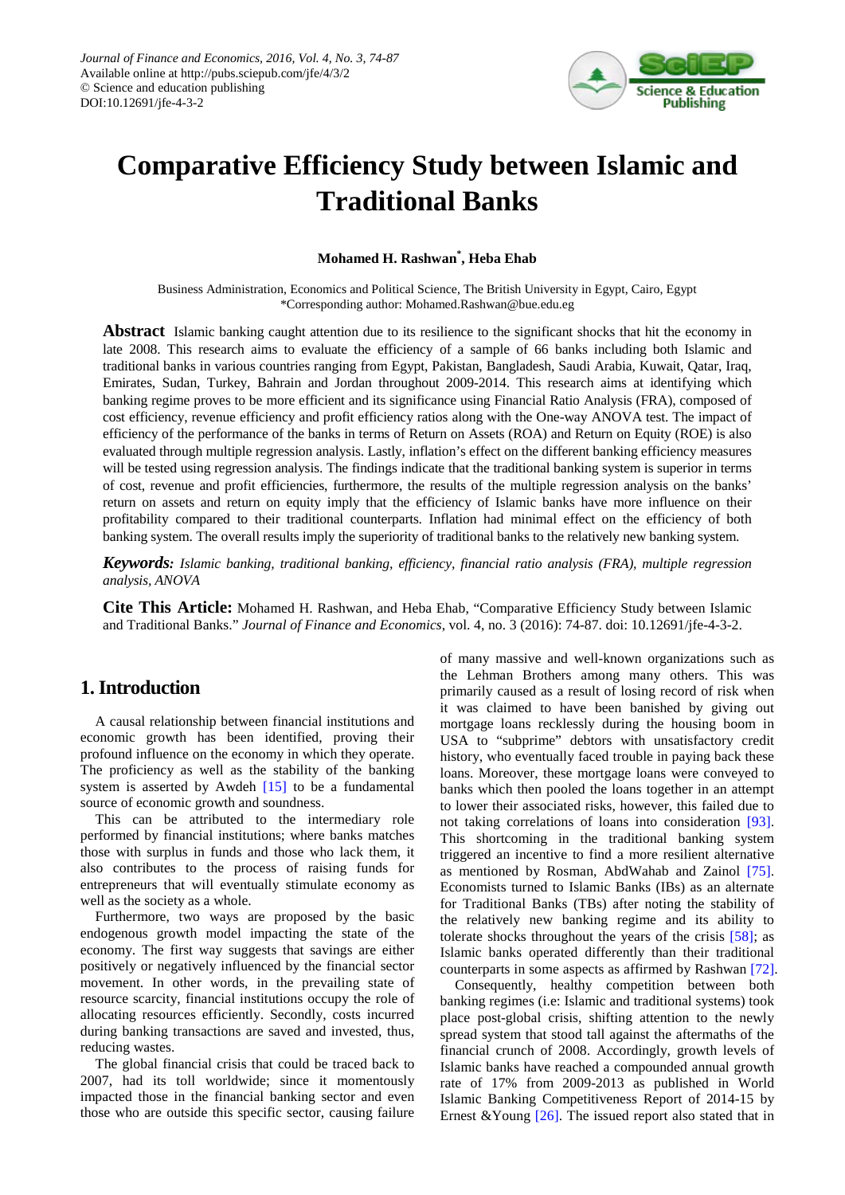# Comparative Efficiency Study between Islamic and Traditional Banks

**Mohamed H. Rashwan***, **Heba Ehab**

Business Administration, Economics and Political Science, The British University in Egypt, Cairo, Egypt
*Corresponding author: Mohamed.Rashwan@bue.edu.eg

**Abstract** Islamic banking caught attention due to its resilience to the significant shocks that hit the economy in late 2008. This research aims to evaluate the efficiency of a sample of 66 banks including both Islamic and traditional banks in various countries ranging from Egypt, Pakistan, Bangladesh, Saudi Arabia, Kuwait, Qatar, Iraq, Emirates, Sudan, Turkey, Bahrain and Jordan throughout 2009-2014. This research aims at identifying which banking regime proves to be more efficient and its significance using Financial Ratio Analysis (FRA), composed of cost efficiency, revenue efficiency and profit efficiency ratios along with the One-way ANOVA test. The impact of efficiency of the performance of the banks in terms of Return on Assets (ROA) and Return on Equity (ROE) is also evaluated through multiple regression analysis. Lastly, inflation's effect on the different banking efficiency measures will be tested using regression analysis. The findings indicate that the traditional banking system is superior in terms of cost, revenue and profit efficiencies, furthermore, the results of the multiple regression analysis on the banks' return on assets and return on equity imply that the efficiency of Islamic banks have more influence on their profitability compared to their traditional counterparts. Inflation had minimal effect on the efficiency of both banking system. The overall results imply the superiority of traditional banks to the relatively new banking system.

***Keywords:*** *Islamic banking, traditional banking, efficiency, financial ratio analysis (FRA), multiple regression analysis, ANOVA*

**Cite This Article:** Mohamed H. Rashwan, and Heba Ehab, "Comparative Efficiency Study between Islamic and Traditional Banks." *Journal of Finance and Economics*, vol. 4, no. 3 (2016): 74-87. doi: 10.12691/jfe-4-3-2.

## 1. Introduction

A causal relationship between financial institutions and economic growth has been identified, proving their profound influence on the economy in which they operate. The proficiency as well as the stability of the banking system is asserted by Awdeh [15] to be a fundamental source of economic growth and soundness.

This can be attributed to the intermediary role performed by financial institutions; where banks matches those with surplus in funds and those who lack them, it also contributes to the process of raising funds for entrepreneurs that will eventually stimulate economy as well as the society as a whole.

Furthermore, two ways are proposed by the basic endogenous growth model impacting the state of the economy. The first way suggests that savings are either positively or negatively influenced by the financial sector movement. In other words, in the prevailing state of resource scarcity, financial institutions occupy the role of allocating resources efficiently. Secondly, costs incurred during banking transactions are saved and invested, thus, reducing wastes.

The global financial crisis that could be traced back to 2007, had its toll worldwide; since it momentously impacted those in the financial banking sector and even those who are outside this specific sector, causing failure of many massive and well-known organizations such as the Lehman Brothers among many others. This was primarily caused as a result of losing record of risk when it was claimed to have been banished by giving out mortgage loans recklessly during the housing boom in USA to "subprime" debtors with unsatisfactory credit history, who eventually faced trouble in paying back these loans. Moreover, these mortgage loans were conveyed to banks which then pooled the loans together in an attempt to lower their associated risks, however, this failed due to not taking correlations of loans into consideration [93]. This shortcoming in the traditional banking system triggered an incentive to find a more resilient alternative as mentioned by Rosman, AbdWahab and Zainol [75]. Economists turned to Islamic Banks (IBs) as an alternate for Traditional Banks (TBs) after noting the stability of the relatively new banking regime and its ability to tolerate shocks throughout the years of the crisis [58]; as Islamic banks operated differently than their traditional counterparts in some aspects as affirmed by Rashwan [72].

Consequently, healthy competition between both banking regimes (i.e: Islamic and traditional systems) took place post-global crisis, shifting attention to the newly spread system that stood tall against the aftermaths of the financial crunch of 2008. Accordingly, growth levels of Islamic banks have reached a compounded annual growth rate of 17% from 2009-2013 as published in World Islamic Banking Competitiveness Report of 2014-15 by Ernest &Young [26]. The issued report also stated that in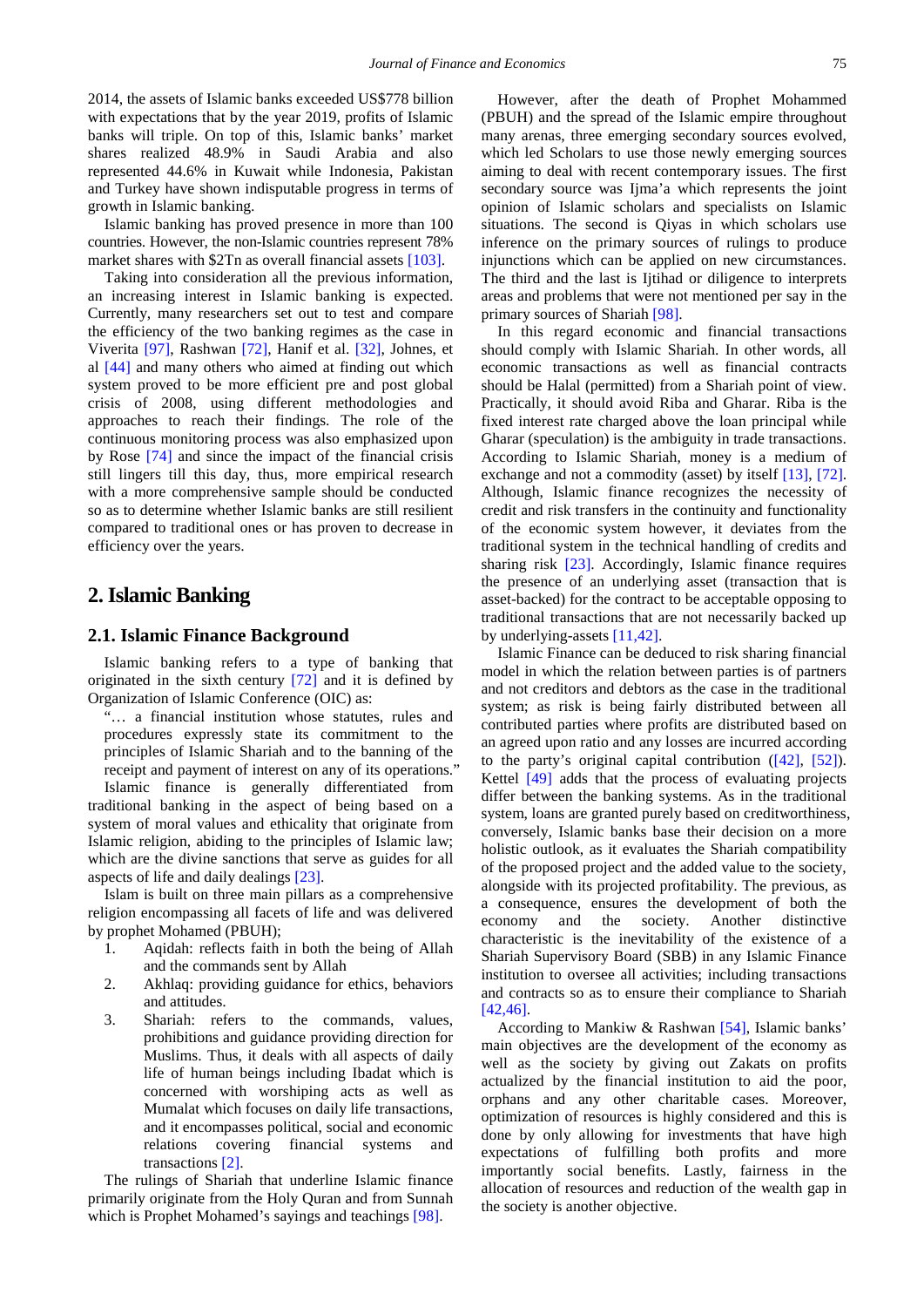2014, the assets of Islamic banks exceeded US$778 billion with expectations that by the year 2019, profits of Islamic banks will triple. On top of this, Islamic banks' market shares realized 48.9% in Saudi Arabia and also represented 44.6% in Kuwait while Indonesia, Pakistan and Turkey have shown indisputable progress in terms of growth in Islamic banking.

Islamic banking has proved presence in more than 100 countries. However, the non-Islamic countries represent 78% market shares with $2Tn as overall financial assets [103].

Taking into consideration all the previous information, an increasing interest in Islamic banking is expected. Currently, many researchers set out to test and compare the efficiency of the two banking regimes as the case in Viverita [97], Rashwan [72], Hanif et al. [32], Johnes, et al [44] and many others who aimed at finding out which system proved to be more efficient pre and post global crisis of 2008, using different methodologies and approaches to reach their findings. The role of the continuous monitoring process was also emphasized upon by Rose [74] and since the impact of the financial crisis still lingers till this day, thus, more empirical research with a more comprehensive sample should be conducted so as to determine whether Islamic banks are still resilient compared to traditional ones or has proven to decrease in efficiency over the years.

## 2. Islamic Banking

### 2.1. Islamic Finance Background

Islamic banking refers to a type of banking that originated in the sixth century [72] and it is defined by Organization of Islamic Conference (OIC) as:

> "… a financial institution whose statutes, rules and procedures expressly state its commitment to the principles of Islamic Shariah and to the banning of the receipt and payment of interest on any of its operations."

Islamic finance is generally differentiated from traditional banking in the aspect of being based on a system of moral values and ethicality that originate from Islamic religion, abiding to the principles of Islamic law; which are the divine sanctions that serve as guides for all aspects of life and daily dealings [23].

Islam is built on three main pillars as a comprehensive religion encompassing all facets of life and was delivered by prophet Mohamed (PBUH);

1. Aqidah: reflects faith in both the being of Allah and the commands sent by Allah
2. Akhlaq: providing guidance for ethics, behaviors and attitudes.
3. Shariah: refers to the commands, values, prohibitions and guidance providing direction for Muslims. Thus, it deals with all aspects of daily life of human beings including Ibadat which is concerned with worshiping acts as well as Mumalat which focuses on daily life transactions, and it encompasses political, social and economic relations covering financial systems and transactions [2].

The rulings of Shariah that underline Islamic finance primarily originate from the Holy Quran and from Sunnah which is Prophet Mohamed's sayings and teachings [98].

However, after the death of Prophet Mohammed (PBUH) and the spread of the Islamic empire throughout many arenas, three emerging secondary sources evolved, which led Scholars to use those newly emerging sources aiming to deal with recent contemporary issues. The first secondary source was Ijma'a which represents the joint opinion of Islamic scholars and specialists on Islamic situations. The second is Qiyas in which scholars use inference on the primary sources of rulings to produce injunctions which can be applied on new circumstances. The third and the last is Ijtihad or diligence to interprets areas and problems that were not mentioned per say in the primary sources of Shariah [98].

In this regard economic and financial transactions should comply with Islamic Shariah. In other words, all economic transactions as well as financial contracts should be Halal (permitted) from a Shariah point of view. Practically, it should avoid Riba and Gharar. Riba is the fixed interest rate charged above the loan principal while Gharar (speculation) is the ambiguity in trade transactions. According to Islamic Shariah, money is a medium of exchange and not a commodity (asset) by itself [13], [72]. Although, Islamic finance recognizes the necessity of credit and risk transfers in the continuity and functionality of the economic system however, it deviates from the traditional system in the technical handling of credits and sharing risk [23]. Accordingly, Islamic finance requires the presence of an underlying asset (transaction that is asset-backed) for the contract to be acceptable opposing to traditional transactions that are not necessarily backed up by underlying-assets [11,42].

Islamic Finance can be deduced to risk sharing financial model in which the relation between parties is of partners and not creditors and debtors as the case in the traditional system; as risk is being fairly distributed between all contributed parties where profits are distributed based on an agreed upon ratio and any losses are incurred according to the party's original capital contribution ([42], [52]). Kettel [49] adds that the process of evaluating projects differ between the banking systems. As in the traditional system, loans are granted purely based on creditworthiness, conversely, Islamic banks base their decision on a more holistic outlook, as it evaluates the Shariah compatibility of the proposed project and the added value to the society, alongside with its projected profitability. The previous, as a consequence, ensures the development of both the economy and the society. Another distinctive characteristic is the inevitability of the existence of a Shariah Supervisory Board (SBB) in any Islamic Finance institution to oversee all activities; including transactions and contracts so as to ensure their compliance to Shariah [42,46].

According to Mankiw & Rashwan [54], Islamic banks' main objectives are the development of the economy as well as the society by giving out Zakats on profits actualized by the financial institution to aid the poor, orphans and any other charitable cases. Moreover, optimization of resources is highly considered and this is done by only allowing for investments that have high expectations of fulfilling both profits and more importantly social benefits. Lastly, fairness in the allocation of resources and reduction of the wealth gap in the society is another objective.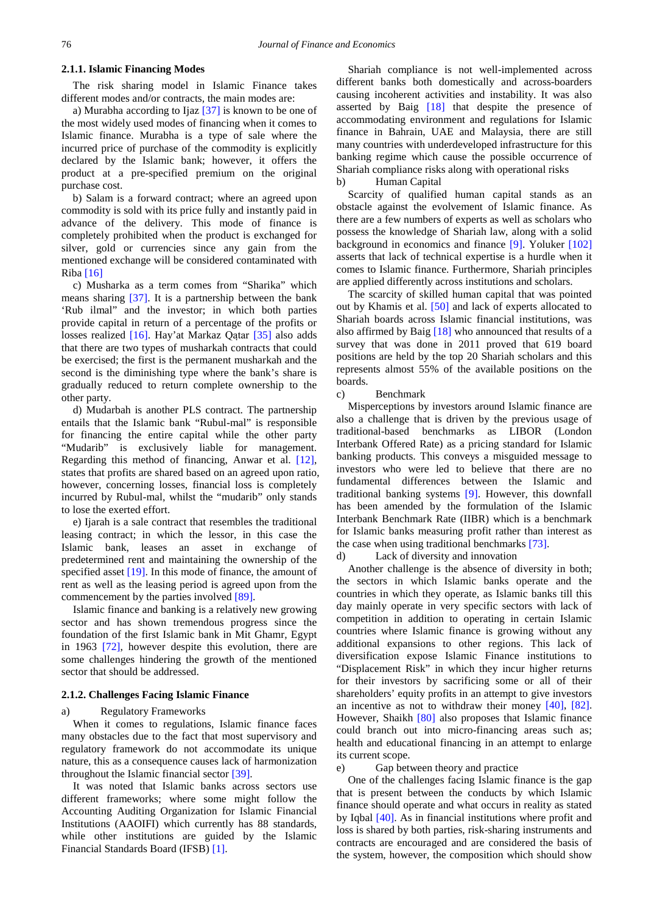#### 2.1.1. Islamic Financing Modes

The risk sharing model in Islamic Finance takes different modes and/or contracts, the main modes are:

a) Murabha according to Ijaz [37] is known to be one of the most widely used modes of financing when it comes to Islamic finance. Murabha is a type of sale where the incurred price of purchase of the commodity is explicitly declared by the Islamic bank; however, it offers the product at a pre-specified premium on the original purchase cost.

b) Salam is a forward contract; where an agreed upon commodity is sold with its price fully and instantly paid in advance of the delivery. This mode of finance is completely prohibited when the product is exchanged for silver, gold or currencies since any gain from the mentioned exchange will be considered contaminated with Riba [16]

c) Musharka as a term comes from "Sharika" which means sharing [37]. It is a partnership between the bank 'Rub ilmal" and the investor; in which both parties provide capital in return of a percentage of the profits or losses realized [16]. Hay'at Markaz Qaṭar [35] also adds that there are two types of musharkah contracts that could be exercised; the first is the permanent musharkah and the second is the diminishing type where the bank's share is gradually reduced to return complete ownership to the other party.

d) Mudarbah is another PLS contract. The partnership entails that the Islamic bank "Rubul-mal" is responsible for financing the entire capital while the other party "Mudarib" is exclusively liable for management. Regarding this method of financing, Anwar et al. [12], states that profits are shared based on an agreed upon ratio, however, concerning losses, financial loss is completely incurred by Rubul-mal, whilst the "mudarib" only stands to lose the exerted effort.

e) Ijarah is a sale contract that resembles the traditional leasing contract; in which the lessor, in this case the Islamic bank, leases an asset in exchange of predetermined rent and maintaining the ownership of the specified asset [19]. In this mode of finance, the amount of rent as well as the leasing period is agreed upon from the commencement by the parties involved [89].

Islamic finance and banking is a relatively new growing sector and has shown tremendous progress since the foundation of the first Islamic bank in Mit Ghamr, Egypt in 1963 [72], however despite this evolution, there are some challenges hindering the growth of the mentioned sector that should be addressed.

#### 2.1.2. Challenges Facing Islamic Finance

a) Regulatory Frameworks

When it comes to regulations, Islamic finance faces many obstacles due to the fact that most supervisory and regulatory framework do not accommodate its unique nature, this as a consequence causes lack of harmonization throughout the Islamic financial sector [39].

It was noted that Islamic banks across sectors use different frameworks; where some might follow the Accounting Auditing Organization for Islamic Financial Institutions (AAOIFI) which currently has 88 standards, while other institutions are guided by the Islamic Financial Standards Board (IFSB) [1].

Shariah compliance is not well-implemented across different banks both domestically and across-boarders causing incoherent activities and instability. It was also asserted by Baig [18] that despite the presence of accommodating environment and regulations for Islamic finance in Bahrain, UAE and Malaysia, there are still many countries with underdeveloped infrastructure for this banking regime which cause the possible occurrence of Shariah compliance risks along with operational risks

b) Human Capital

Scarcity of qualified human capital stands as an obstacle against the evolvement of Islamic finance. As there are a few numbers of experts as well as scholars who possess the knowledge of Shariah law, along with a solid background in economics and finance [9]. Yoluker [102] asserts that lack of technical expertise is a hurdle when it comes to Islamic finance. Furthermore, Shariah principles are applied differently across institutions and scholars.

The scarcity of skilled human capital that was pointed out by Khamis et al. [50] and lack of experts allocated to Shariah boards across Islamic financial institutions, was also affirmed by Baig [18] who announced that results of a survey that was done in 2011 proved that 619 board positions are held by the top 20 Shariah scholars and this represents almost 55% of the available positions on the boards.

c) Benchmark

Misperceptions by investors around Islamic finance are also a challenge that is driven by the previous usage of traditional-based benchmarks as LIBOR (London Interbank Offered Rate) as a pricing standard for Islamic banking products. This conveys a misguided message to investors who were led to believe that there are no fundamental differences between the Islamic and traditional banking systems [9]. However, this downfall has been amended by the formulation of the Islamic Interbank Benchmark Rate (IIBR) which is a benchmark for Islamic banks measuring profit rather than interest as the case when using traditional benchmarks [73].

d) Lack of diversity and innovation

Another challenge is the absence of diversity in both; the sectors in which Islamic banks operate and the countries in which they operate, as Islamic banks till this day mainly operate in very specific sectors with lack of competition in addition to operating in certain Islamic countries where Islamic finance is growing without any additional expansions to other regions. This lack of diversification expose Islamic Finance institutions to "Displacement Risk" in which they incur higher returns for their investors by sacrificing some or all of their shareholders' equity profits in an attempt to give investors an incentive as not to withdraw their money [40], [82]. However, Shaikh [80] also proposes that Islamic finance could branch out into micro-financing areas such as; health and educational financing in an attempt to enlarge its current scope.

e) Gap between theory and practice

One of the challenges facing Islamic finance is the gap that is present between the conducts by which Islamic finance should operate and what occurs in reality as stated by Iqbal [40]. As in financial institutions where profit and loss is shared by both parties, risk-sharing instruments and contracts are encouraged and are considered the basis of the system, however, the composition which should show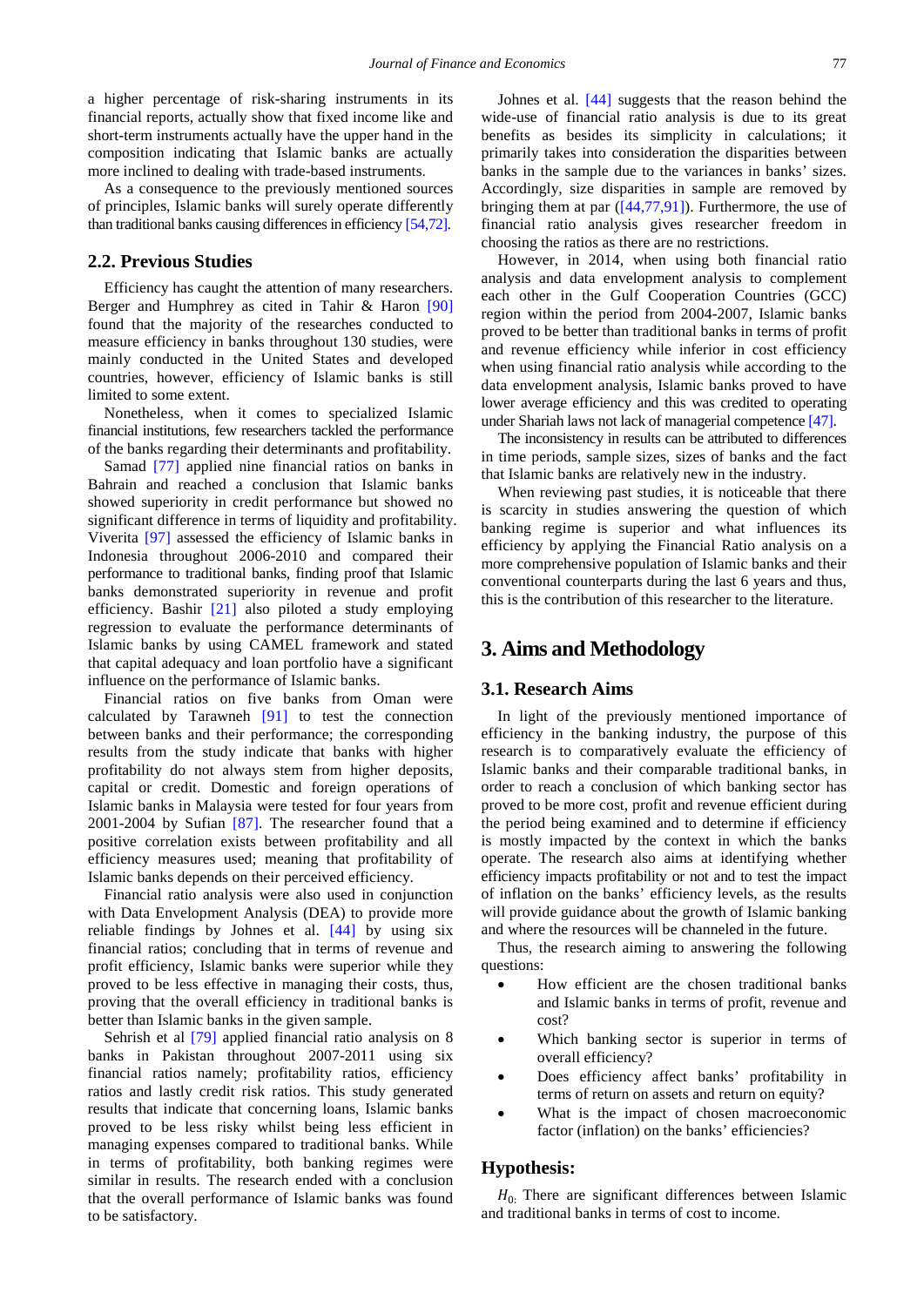a higher percentage of risk-sharing instruments in its financial reports, actually show that fixed income like and short-term instruments actually have the upper hand in the composition indicating that Islamic banks are actually more inclined to dealing with trade-based instruments.

As a consequence to the previously mentioned sources of principles, Islamic banks will surely operate differently than traditional banks causing differences in efficiency [54,72].

## 2.2. Previous Studies

Efficiency has caught the attention of many researchers. Berger and Humphrey as cited in Tahir & Haron [90] found that the majority of the researches conducted to measure efficiency in banks throughout 130 studies, were mainly conducted in the United States and developed countries, however, efficiency of Islamic banks is still limited to some extent.

Nonetheless, when it comes to specialized Islamic financial institutions, few researchers tackled the performance of the banks regarding their determinants and profitability.

Samad [77] applied nine financial ratios on banks in Bahrain and reached a conclusion that Islamic banks showed superiority in credit performance but showed no significant difference in terms of liquidity and profitability. Viverita [97] assessed the efficiency of Islamic banks in Indonesia throughout 2006-2010 and compared their performance to traditional banks, finding proof that Islamic banks demonstrated superiority in revenue and profit efficiency. Bashir [21] also piloted a study employing regression to evaluate the performance determinants of Islamic banks by using CAMEL framework and stated that capital adequacy and loan portfolio have a significant influence on the performance of Islamic banks.

Financial ratios on five banks from Oman were calculated by Tarawneh [91] to test the connection between banks and their performance; the corresponding results from the study indicate that banks with higher profitability do not always stem from higher deposits, capital or credit. Domestic and foreign operations of Islamic banks in Malaysia were tested for four years from 2001-2004 by Sufian [87]. The researcher found that a positive correlation exists between profitability and all efficiency measures used; meaning that profitability of Islamic banks depends on their perceived efficiency.

Financial ratio analysis were also used in conjunction with Data Envelopment Analysis (DEA) to provide more reliable findings by Johnes et al. [44] by using six financial ratios; concluding that in terms of revenue and profit efficiency, Islamic banks were superior while they proved to be less effective in managing their costs, thus, proving that the overall efficiency in traditional banks is better than Islamic banks in the given sample.

Sehrish et al [79] applied financial ratio analysis on 8 banks in Pakistan throughout 2007-2011 using six financial ratios namely; profitability ratios, efficiency ratios and lastly credit risk ratios. This study generated results that indicate that concerning loans, Islamic banks proved to be less risky whilst being less efficient in managing expenses compared to traditional banks. While in terms of profitability, both banking regimes were similar in results. The research ended with a conclusion that the overall performance of Islamic banks was found to be satisfactory.

Johnes et al. [44] suggests that the reason behind the wide-use of financial ratio analysis is due to its great benefits as besides its simplicity in calculations; it primarily takes into consideration the disparities between banks in the sample due to the variances in banks' sizes. Accordingly, size disparities in sample are removed by bringing them at par ([44,77,91]). Furthermore, the use of financial ratio analysis gives researcher freedom in choosing the ratios as there are no restrictions.

However, in 2014, when using both financial ratio analysis and data envelopment analysis to complement each other in the Gulf Cooperation Countries (GCC) region within the period from 2004-2007, Islamic banks proved to be better than traditional banks in terms of profit and revenue efficiency while inferior in cost efficiency when using financial ratio analysis while according to the data envelopment analysis, Islamic banks proved to have lower average efficiency and this was credited to operating under Shariah laws not lack of managerial competence [47].

The inconsistency in results can be attributed to differences in time periods, sample sizes, sizes of banks and the fact that Islamic banks are relatively new in the industry.

When reviewing past studies, it is noticeable that there is scarcity in studies answering the question of which banking regime is superior and what influences its efficiency by applying the Financial Ratio analysis on a more comprehensive population of Islamic banks and their conventional counterparts during the last 6 years and thus, this is the contribution of this researcher to the literature.

# 3. Aims and Methodology

## 3.1. Research Aims

In light of the previously mentioned importance of efficiency in the banking industry, the purpose of this research is to comparatively evaluate the efficiency of Islamic banks and their comparable traditional banks, in order to reach a conclusion of which banking sector has proved to be more cost, profit and revenue efficient during the period being examined and to determine if efficiency is mostly impacted by the context in which the banks operate. The research also aims at identifying whether efficiency impacts profitability or not and to test the impact of inflation on the banks' efficiency levels, as the results will provide guidance about the growth of Islamic banking and where the resources will be channeled in the future.

Thus, the research aiming to answering the following questions:

- How efficient are the chosen traditional banks and Islamic banks in terms of profit, revenue and cost?
- Which banking sector is superior in terms of overall efficiency?
- Does efficiency affect banks' profitability in terms of return on assets and return on equity?
- What is the impact of chosen macroeconomic factor (inflation) on the banks' efficiencies?

## Hypothesis:

$H_{0:}$ There are significant differences between Islamic and traditional banks in terms of cost to income.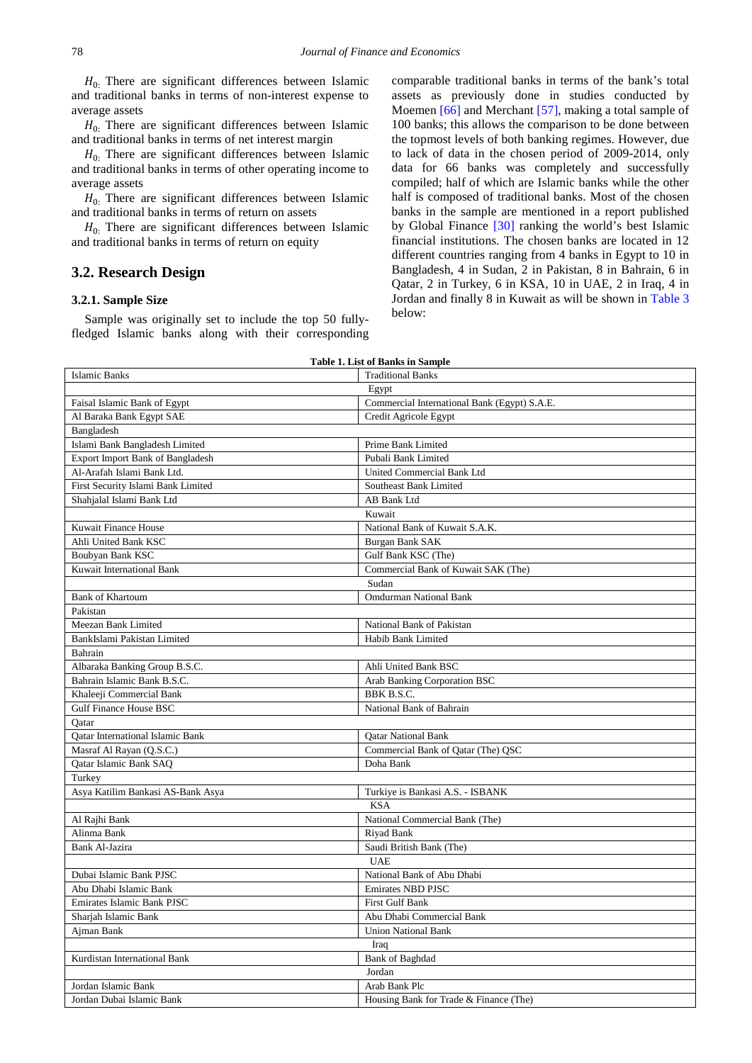$H_{0:}$ There are significant differences between Islamic and traditional banks in terms of non-interest expense to average assets

$H_{0:}$ There are significant differences between Islamic and traditional banks in terms of net interest margin

$H_{0:}$ There are significant differences between Islamic and traditional banks in terms of other operating income to average assets

$H_{0:}$ There are significant differences between Islamic and traditional banks in terms of return on assets

$H_{0:}$ There are significant differences between Islamic and traditional banks in terms of return on equity

## 3.2. Research Design

### 3.2.1. Sample Size

Sample was originally set to include the top 50 fully-fledged Islamic banks along with their corresponding comparable traditional banks in terms of the bank's total assets as previously done in studies conducted by Moemen [66] and Merchant [57], making a total sample of 100 banks; this allows the comparison to be done between the topmost levels of both banking regimes. However, due to lack of data in the chosen period of 2009-2014, only data for 66 banks was completely and successfully compiled; half of which are Islamic banks while the other half is composed of traditional banks. Most of the chosen banks in the sample are mentioned in a report published by Global Finance [30] ranking the world's best Islamic financial institutions. The chosen banks are located in 12 different countries ranging from 4 banks in Egypt to 10 in Bangladesh, 4 in Sudan, 2 in Pakistan, 8 in Bahrain, 6 in Qatar, 2 in Turkey, 6 in KSA, 10 in UAE, 2 in Iraq, 4 in Jordan and finally 8 in Kuwait as will be shown in Table 3 below:

**Table 1. List of Banks in Sample**

| Islamic Banks | Traditional Banks |
|---|---|
| Egypt | |
| Faisal Islamic Bank of Egypt | Commercial International Bank (Egypt) S.A.E. |
| Al Baraka Bank Egypt SAE | Credit Agricole Egypt |
| Bangladesh | |
| Islami Bank Bangladesh Limited | Prime Bank Limited |
| Export Import Bank of Bangladesh | Pubali Bank Limited |
| Al-Arafah Islami Bank Ltd. | United Commercial Bank Ltd |
| First Security Islami Bank Limited | Southeast Bank Limited |
| Shahjalal Islami Bank Ltd | AB Bank Ltd |
| Kuwait | |
| Kuwait Finance House | National Bank of Kuwait S.A.K. |
| Ahli United Bank KSC | Burgan Bank SAK |
| Boubyan Bank KSC | Gulf Bank KSC (The) |
| Kuwait International Bank | Commercial Bank of Kuwait SAK (The) |
| Sudan | |
| Bank of Khartoum | Omdurman National Bank |
| Pakistan | |
| Meezan Bank Limited | National Bank of Pakistan |
| BankIslami Pakistan Limited | Habib Bank Limited |
| Bahrain | |
| Albaraka Banking Group B.S.C. | Ahli United Bank BSC |
| Bahrain Islamic Bank B.S.C. | Arab Banking Corporation BSC |
| Khaleeji Commercial Bank | BBK B.S.C. |
| Gulf Finance House BSC | National Bank of Bahrain |
| Qatar | |
| Qatar International Islamic Bank | Qatar National Bank |
| Masraf Al Rayan (Q.S.C.) | Commercial Bank of Qatar (The) QSC |
| Qatar Islamic Bank SAQ | Doha Bank |
| Turkey | |
| Asya Katilim Bankasi AS-Bank Asya | Turkiye is Bankasi A.S. - ISBANK |
| KSA | |
| Al Rajhi Bank | National Commercial Bank (The) |
| Alinma Bank | Riyad Bank |
| Bank Al-Jazira | Saudi British Bank (The) |
| UAE | |
| Dubai Islamic Bank PJSC | National Bank of Abu Dhabi |
| Abu Dhabi Islamic Bank | Emirates NBD PJSC |
| Emirates Islamic Bank PJSC | First Gulf Bank |
| Sharjah Islamic Bank | Abu Dhabi Commercial Bank |
| Ajman Bank | Union National Bank |
| Iraq | |
| Kurdistan International Bank | Bank of Baghdad |
| Jordan | |
| Jordan Islamic Bank | Arab Bank Plc |
| Jordan Dubai Islamic Bank | Housing Bank for Trade & Finance (The) |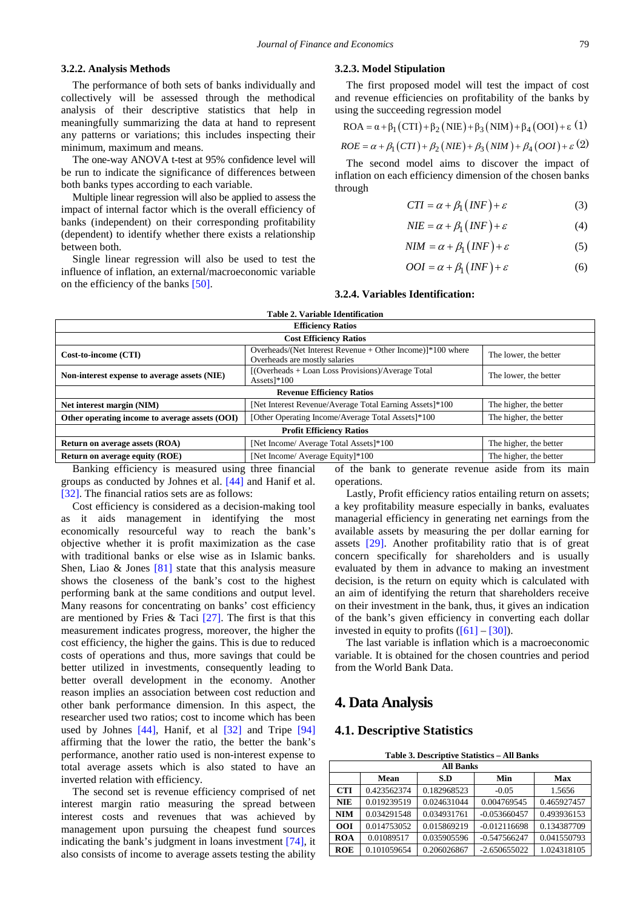#### 3.2.2. Analysis Methods

The performance of both sets of banks individually and collectively will be assessed through the methodical analysis of their descriptive statistics that help in meaningfully summarizing the data at hand to represent any patterns or variations; this includes inspecting their minimum, maximum and means.

The one-way ANOVA t-test at 95% confidence level will be run to indicate the significance of differences between both banks types according to each variable.

Multiple linear regression will also be applied to assess the impact of internal factor which is the overall efficiency of banks (independent) on their corresponding profitability (dependent) to identify whether there exists a relationship between both.

Single linear regression will also be used to test the influence of inflation, an external/macroeconomic variable on the efficiency of the banks [50].

#### 3.2.3. Model Stipulation

The first proposed model will test the impact of cost and revenue efficiencies on profitability of the banks by using the succeeding regression model

$$\text{ROA} = \alpha + \beta_1(\text{CTI}) + \beta_2(\text{NIE}) + \beta_3(\text{NIM}) + \beta_4(\text{OOI}) + \varepsilon \quad (1)$$

$$ROE = \alpha + \beta_1(CTI) + \beta_2(NIE) + \beta_3(NIM) + \beta_4(OOI) + \varepsilon \quad (2)$$

The second model aims to discover the impact of inflation on each efficiency dimension of the chosen banks through

$$CTI = \alpha + \beta_1(INF) + \varepsilon \quad (3)$$

$$NIE = \alpha + \beta_1(INF) + \varepsilon \quad (4)$$

$$NIM = \alpha + \beta_1(INF) + \varepsilon \quad (5)$$

$$OOI = \alpha + \beta_1(INF) + \varepsilon \quad (6)$$

#### 3.2.4. Variables Identification:

**Table 2. Variable Identification**

| **Efficiency Ratios** | | |
|---|---|---|
| **Cost Efficiency Ratios** | | |
| **Cost-to-income (CTI)** | Overheads/(Net Interest Revenue + Other Income)]*100 where Overheads are mostly salaries | The lower, the better |
| **Non-interest expense to average assets (NIE)** | [(Overheads + Loan Loss Provisions)/Average Total Assets]*100 | The lower, the better |
| **Revenue Efficiency Ratios** | | |
| **Net interest margin (NIM)** | [Net Interest Revenue/Average Total Earning Assets]*100 | The higher, the better |
| **Other operating income to average assets (OOI)** | [Other Operating Income/Average Total Assets]*100 | The higher, the better |
| **Profit Efficiency Ratios** | | |
| **Return on average assets (ROA)** | [Net Income/ Average Total Assets]*100 | The higher, the better |
| **Return on average equity (ROE)** | [Net Income/ Average Equity]*100 | The higher, the better |

Banking efficiency is measured using three financial groups as conducted by Johnes et al. [44] and Hanif et al. [32]. The financial ratios sets are as follows:

Cost efficiency is considered as a decision-making tool as it aids management in identifying the most economically resourceful way to reach the bank's objective whether it is profit maximization as the case with traditional banks or else wise as in Islamic banks. Shen, Liao & Jones [81] state that this analysis measure shows the closeness of the bank's cost to the highest performing bank at the same conditions and output level. Many reasons for concentrating on banks' cost efficiency are mentioned by Fries & Taci [27]. The first is that this measurement indicates progress, moreover, the higher the cost efficiency, the higher the gains. This is due to reduced costs of operations and thus, more savings that could be better utilized in investments, consequently leading to better overall development in the economy. Another reason implies an association between cost reduction and other bank performance dimension. In this aspect, the researcher used two ratios; cost to income which has been used by Johnes [44], Hanif, et al [32] and Tripe [94] affirming that the lower the ratio, the better the bank's performance, another ratio used is non-interest expense to total average assets which is also stated to have an inverted relation with efficiency.

The second set is revenue efficiency comprised of net interest margin ratio measuring the spread between interest costs and revenues that was achieved by management upon pursuing the cheapest fund sources indicating the bank's judgment in loans investment [74], it also consists of income to average assets testing the ability of the bank to generate revenue aside from its main operations.

Lastly, Profit efficiency ratios entailing return on assets; a key profitability measure especially in banks, evaluates managerial efficiency in generating net earnings from the available assets by measuring the per dollar earning for assets [29]. Another profitability ratio that is of great concern specifically for shareholders and is usually evaluated by them in advance to making an investment decision, is the return on equity which is calculated with an aim of identifying the return that shareholders receive on their investment in the bank, thus, it gives an indication of the bank's given efficiency in converting each dollar invested in equity to profits ([61] – [30]).

The last variable is inflation which is a macroeconomic variable. It is obtained for the chosen countries and period from the World Bank Data.

## 4. Data Analysis

### 4.1. Descriptive Statistics

**Table 3. Descriptive Statistics – All Banks**

| **All Banks** | | | | |
|---|---|---|---|---|
| | **Mean** | **S.D** | **Min** | **Max** |
| **CTI** | 0.423562374 | 0.182968523 | -0.05 | 1.5656 |
| **NIE** | 0.019239519 | 0.024631044 | 0.004769545 | 0.465927457 |
| **NIM** | 0.034291548 | 0.034931761 | -0.053660457 | 0.493936153 |
| **OOI** | 0.014753052 | 0.015869219 | -0.012116698 | 0.134387709 |
| **ROA** | 0.01089517 | 0.035905596 | -0.547566247 | 0.041550793 |
| **ROE** | 0.101059654 | 0.206026867 | -2.650655022 | 1.024318105 |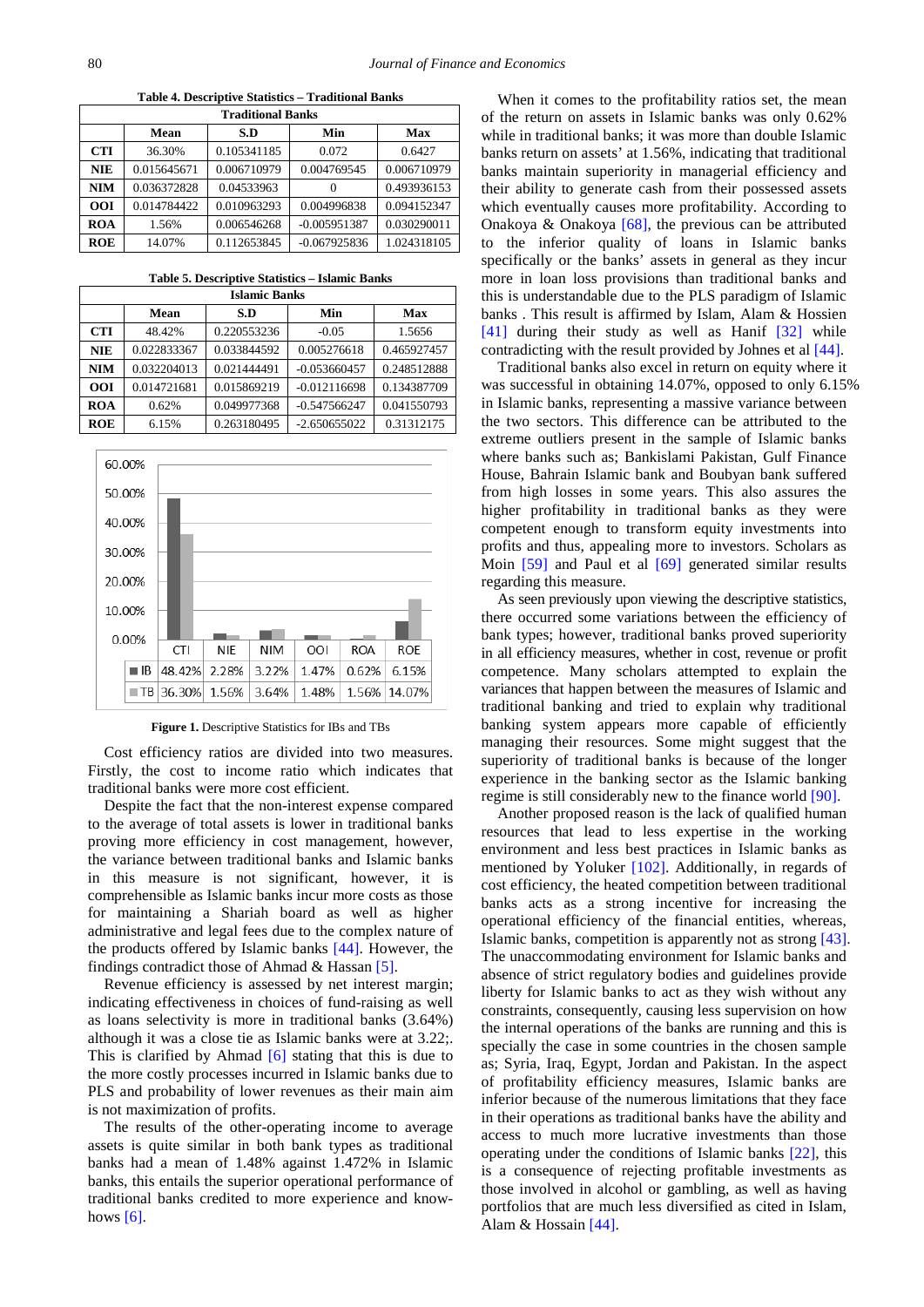**Table 4. Descriptive Statistics – Traditional Banks**

| Traditional Banks | | | | |
|---|---|---|---|---|
| | **Mean** | **S.D** | **Min** | **Max** |
| **CTI** | 36.30% | 0.105341185 | 0.072 | 0.6427 |
| **NIE** | 0.015645671 | 0.006710979 | 0.004769545 | 0.006710979 |
| **NIM** | 0.036372828 | 0.04533963 | 0 | 0.493936153 |
| **OOI** | 0.014784422 | 0.010963293 | 0.004996838 | 0.094152347 |
| **ROA** | 1.56% | 0.006546268 | -0.005951387 | 0.030290011 |
| **ROE** | 14.07% | 0.112653845 | -0.067925836 | 1.024318105 |

**Table 5. Descriptive Statistics – Islamic Banks**

| Islamic Banks | | | | |
|---|---|---|---|---|
| | **Mean** | **S.D** | **Min** | **Max** |
| **CTI** | 48.42% | 0.220553236 | -0.05 | 1.5656 |
| **NIE** | 0.022833367 | 0.033844592 | 0.005276618 | 0.465927457 |
| **NIM** | 0.032204013 | 0.021444491 | -0.053660457 | 0.248512888 |
| **OOI** | 0.014721681 | 0.015869219 | -0.012116698 | 0.134387709 |
| **ROA** | 0.62% | 0.049977368 | -0.547566247 | 0.041550793 |
| **ROE** | 6.15% | 0.263180495 | -2.650655022 | 0.31312175 |

| | CTI | NIE | NIM | OOI | ROA | ROE |
|---|---|---|---|---|---|---|
| IB | 48.42% | 2.28% | 3.22% | 1.47% | 0.62% | 6.15% |
| TB | 36.30% | 1.56% | 3.64% | 1.48% | 1.56% | 14.07% |

**Figure 1.** Descriptive Statistics for IBs and TBs

Cost efficiency ratios are divided into two measures. Firstly, the cost to income ratio which indicates that traditional banks were more cost efficient.

Despite the fact that the non-interest expense compared to the average of total assets is lower in traditional banks proving more efficiency in cost management, however, the variance between traditional banks and Islamic banks in this measure is not significant, however, it is comprehensible as Islamic banks incur more costs as those for maintaining a Shariah board as well as higher administrative and legal fees due to the complex nature of the products offered by Islamic banks [44]. However, the findings contradict those of Ahmad & Hassan [5].

Revenue efficiency is assessed by net interest margin; indicating effectiveness in choices of fund-raising as well as loans selectivity is more in traditional banks (3.64%) although it was a close tie as Islamic banks were at 3.22;. This is clarified by Ahmad [6] stating that this is due to the more costly processes incurred in Islamic banks due to PLS and probability of lower revenues as their main aim is not maximization of profits.

The results of the other-operating income to average assets is quite similar in both bank types as traditional banks had a mean of 1.48% against 1.472% in Islamic banks, this entails the superior operational performance of traditional banks credited to more experience and know-hows [6].

When it comes to the profitability ratios set, the mean of the return on assets in Islamic banks was only 0.62% while in traditional banks; it was more than double Islamic banks return on assets' at 1.56%, indicating that traditional banks maintain superiority in managerial efficiency and their ability to generate cash from their possessed assets which eventually causes more profitability. According to Onakoya & Onakoya [68], the previous can be attributed to the inferior quality of loans in Islamic banks specifically or the banks' assets in general as they incur more in loan loss provisions than traditional banks and this is understandable due to the PLS paradigm of Islamic banks . This result is affirmed by Islam, Alam & Hossien [41] during their study as well as Hanif [32] while contradicting with the result provided by Johnes et al [44].

Traditional banks also excel in return on equity where it was successful in obtaining 14.07%, opposed to only 6.15% in Islamic banks, representing a massive variance between the two sectors. This difference can be attributed to the extreme outliers present in the sample of Islamic banks where banks such as; Bankislami Pakistan, Gulf Finance House, Bahrain Islamic bank and Boubyan bank suffered from high losses in some years. This also assures the higher profitability in traditional banks as they were competent enough to transform equity investments into profits and thus, appealing more to investors. Scholars as Moin [59] and Paul et al [69] generated similar results regarding this measure.

As seen previously upon viewing the descriptive statistics, there occurred some variations between the efficiency of bank types; however, traditional banks proved superiority in all efficiency measures, whether in cost, revenue or profit competence. Many scholars attempted to explain the variances that happen between the measures of Islamic and traditional banking and tried to explain why traditional banking system appears more capable of efficiently managing their resources. Some might suggest that the superiority of traditional banks is because of the longer experience in the banking sector as the Islamic banking regime is still considerably new to the finance world [90].

Another proposed reason is the lack of qualified human resources that lead to less expertise in the working environment and less best practices in Islamic banks as mentioned by Yoluker [102]. Additionally, in regards of cost efficiency, the heated competition between traditional banks acts as a strong incentive for increasing the operational efficiency of the financial entities, whereas, Islamic banks, competition is apparently not as strong [43]. The unaccommodating environment for Islamic banks and absence of strict regulatory bodies and guidelines provide liberty for Islamic banks to act as they wish without any constraints, consequently, causing less supervision on how the internal operations of the banks are running and this is specially the case in some countries in the chosen sample as; Syria, Iraq, Egypt, Jordan and Pakistan. In the aspect of profitability efficiency measures, Islamic banks are inferior because of the numerous limitations that they face in their operations as traditional banks have the ability and access to much more lucrative investments than those operating under the conditions of Islamic banks [22], this is a consequence of rejecting profitable investments as those involved in alcohol or gambling, as well as having portfolios that are much less diversified as cited in Islam, Alam & Hossain [44].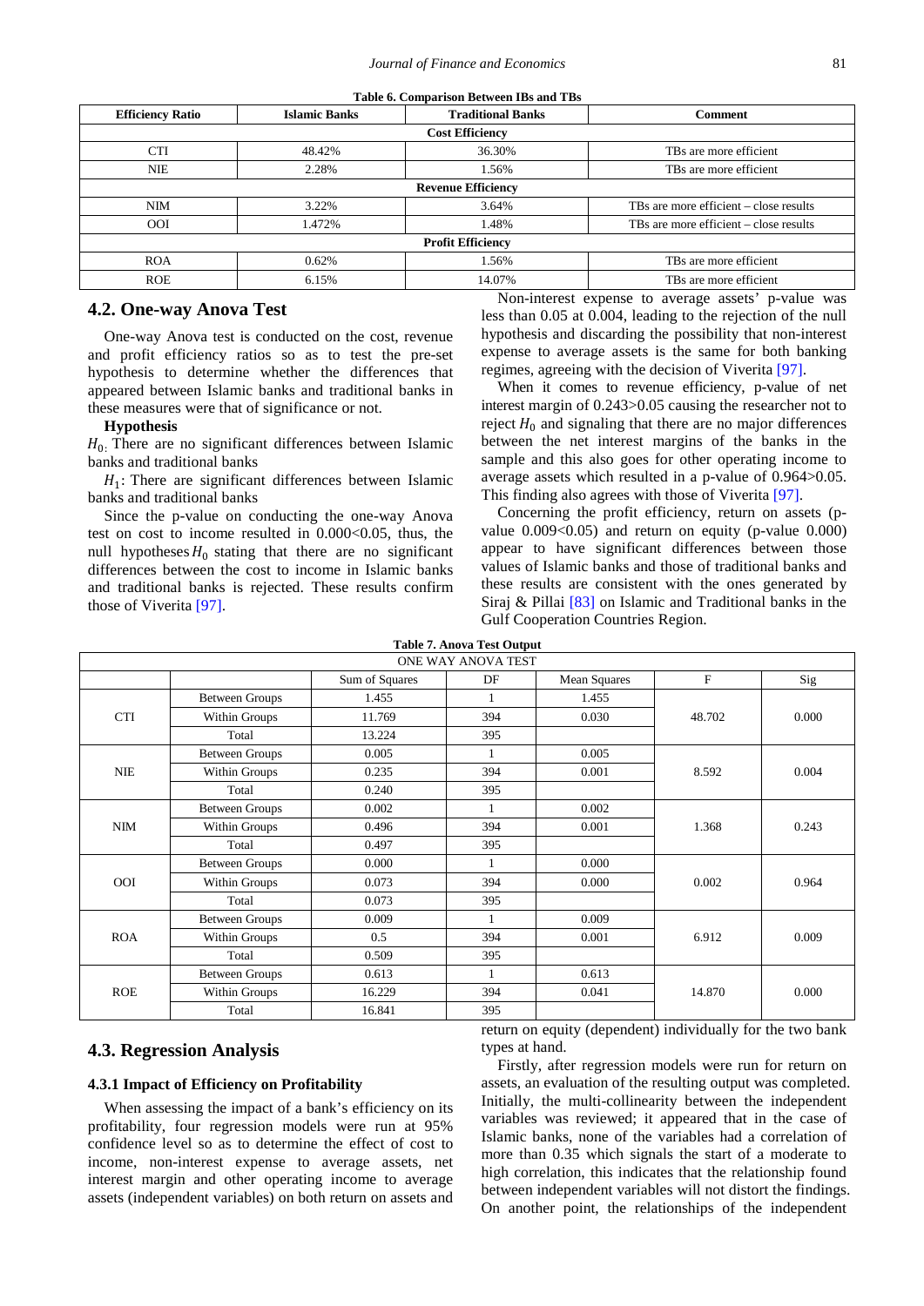**Table 6. Comparison Between IBs and TBs**

| Efficiency Ratio | Islamic Banks | Traditional Banks | Comment |
|---|---|---|---|
| **Cost Efficiency** | | | |
| CTI | 48.42% | 36.30% | TBs are more efficient |
| NIE | 2.28% | 1.56% | TBs are more efficient |
| **Revenue Efficiency** | | | |
| NIM | 3.22% | 3.64% | TBs are more efficient – close results |
| OOI | 1.472% | 1.48% | TBs are more efficient – close results |
| **Profit Efficiency** | | | |
| ROA | 0.62% | 1.56% | TBs are more efficient |
| ROE | 6.15% | 14.07% | TBs are more efficient |

## 4.2. One-way Anova Test

One-way Anova test is conducted on the cost, revenue and profit efficiency ratios so as to test the pre-set hypothesis to determine whether the differences that appeared between Islamic banks and traditional banks in these measures were that of significance or not.

**Hypothesis**

$H_0$: There are no significant differences between Islamic banks and traditional banks

$H_1$: There are significant differences between Islamic banks and traditional banks

Since the p-value on conducting the one-way Anova test on cost to income resulted in 0.000<0.05, thus, the null hypotheses $H_0$ stating that there are no significant differences between the cost to income in Islamic banks and traditional banks is rejected. These results confirm those of Viverita [97].

Non-interest expense to average assets' p-value was less than 0.05 at 0.004, leading to the rejection of the null hypothesis and discarding the possibility that non-interest expense to average assets is the same for both banking regimes, agreeing with the decision of Viverita [97].

When it comes to revenue efficiency, p-value of net interest margin of 0.243>0.05 causing the researcher not to reject $H_0$ and signaling that there are no major differences between the net interest margins of the banks in the sample and this also goes for other operating income to average assets which resulted in a p-value of 0.964>0.05. This finding also agrees with those of Viverita [97].

Concerning the profit efficiency, return on assets (p-value 0.009<0.05) and return on equity (p-value 0.000) appear to have significant differences between those values of Islamic banks and those of traditional banks and these results are consistent with the ones generated by Siraj & Pillai [83] on Islamic and Traditional banks in the Gulf Cooperation Countries Region.

**Table 7. Anova Test Output**

| ONE WAY ANOVA TEST | | | | | | |
|---|---|---|---|---|---|---|
| | | Sum of Squares | DF | Mean Squares | F | Sig |
| CTI | Between Groups | 1.455 | 1 | 1.455 | 48.702 | 0.000 |
| | Within Groups | 11.769 | 394 | 0.030 | | |
| | Total | 13.224 | 395 | | | |
| NIE | Between Groups | 0.005 | 1 | 0.005 | 8.592 | 0.004 |
| | Within Groups | 0.235 | 394 | 0.001 | | |
| | Total | 0.240 | 395 | | | |
| NIM | Between Groups | 0.002 | 1 | 0.002 | 1.368 | 0.243 |
| | Within Groups | 0.496 | 394 | 0.001 | | |
| | Total | 0.497 | 395 | | | |
| OOI | Between Groups | 0.000 | 1 | 0.000 | 0.002 | 0.964 |
| | Within Groups | 0.073 | 394 | 0.000 | | |
| | Total | 0.073 | 395 | | | |
| ROA | Between Groups | 0.009 | 1 | 0.009 | 6.912 | 0.009 |
| | Within Groups | 0.5 | 394 | 0.001 | | |
| | Total | 0.509 | 395 | | | |
| ROE | Between Groups | 0.613 | 1 | 0.613 | 14.870 | 0.000 |
| | Within Groups | 16.229 | 394 | 0.041 | | |
| | Total | 16.841 | 395 | | | |

## 4.3. Regression Analysis

### 4.3.1 Impact of Efficiency on Profitability

When assessing the impact of a bank's efficiency on its profitability, four regression models were run at 95% confidence level so as to determine the effect of cost to income, non-interest expense to average assets, net interest margin and other operating income to average assets (independent variables) on both return on assets and return on equity (dependent) individually for the two bank types at hand.

Firstly, after regression models were run for return on assets, an evaluation of the resulting output was completed. Initially, the multi-collinearity between the independent variables was reviewed; it appeared that in the case of Islamic banks, none of the variables had a correlation of more than 0.35 which signals the start of a moderate to high correlation, this indicates that the relationship found between independent variables will not distort the findings. On another point, the relationships of the independent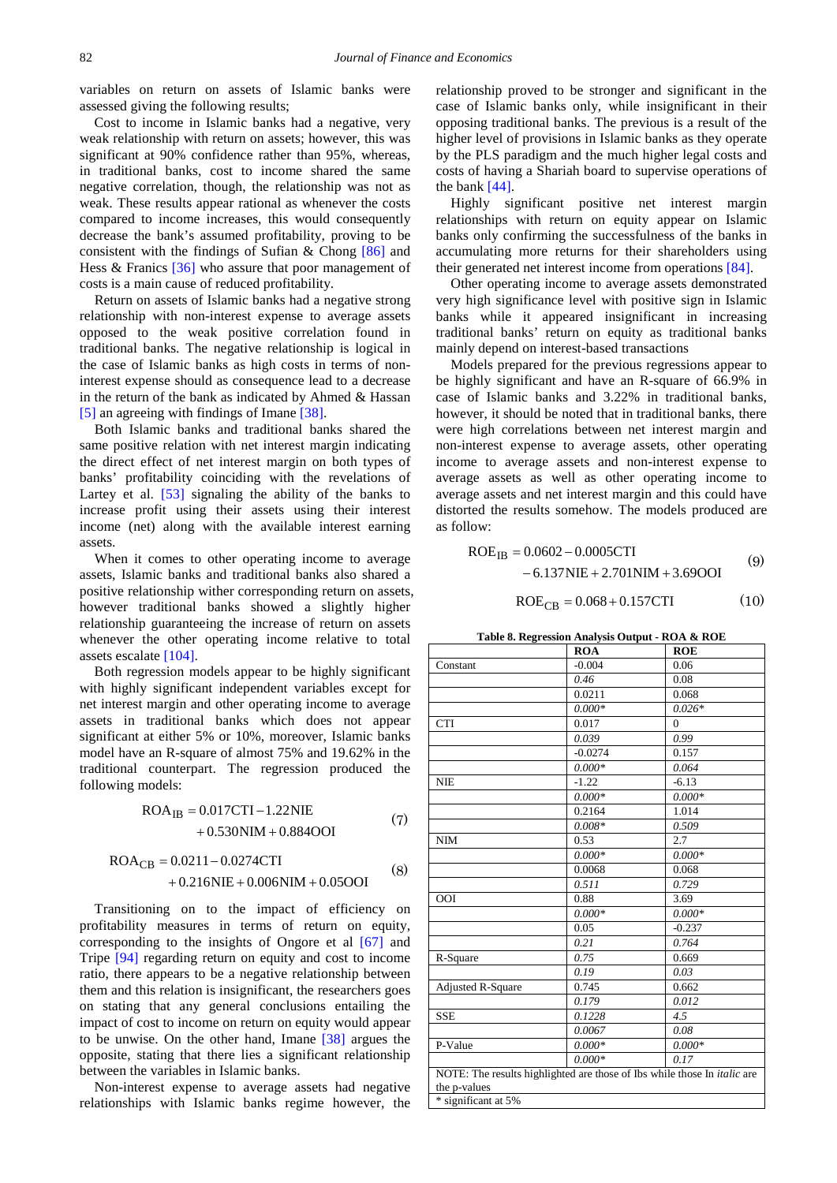variables on return on assets of Islamic banks were assessed giving the following results;

Cost to income in Islamic banks had a negative, very weak relationship with return on assets; however, this was significant at 90% confidence rather than 95%, whereas, in traditional banks, cost to income shared the same negative correlation, though, the relationship was not as weak. These results appear rational as whenever the costs compared to income increases, this would consequently decrease the bank's assumed profitability, proving to be consistent with the findings of Sufian & Chong [86] and Hess & Franics [36] who assure that poor management of costs is a main cause of reduced profitability.

Return on assets of Islamic banks had a negative strong relationship with non-interest expense to average assets opposed to the weak positive correlation found in traditional banks. The negative relationship is logical in the case of Islamic banks as high costs in terms of non-interest expense should as consequence lead to a decrease in the return of the bank as indicated by Ahmed & Hassan [5] an agreeing with findings of Imane [38].

Both Islamic banks and traditional banks shared the same positive relation with net interest margin indicating the direct effect of net interest margin on both types of banks' profitability coinciding with the revelations of Lartey et al. [53] signaling the ability of the banks to increase profit using their assets using their interest income (net) along with the available interest earning assets.

When it comes to other operating income to average assets, Islamic banks and traditional banks also shared a positive relationship wither corresponding return on assets, however traditional banks showed a slightly higher relationship guaranteeing the increase of return on assets whenever the other operating income relative to total assets escalate [104].

Both regression models appear to be highly significant with highly significant independent variables except for net interest margin and other operating income to average assets in traditional banks which does not appear significant at either 5% or 10%, moreover, Islamic banks model have an R-square of almost 75% and 19.62% in the traditional counterpart. The regression produced the following models:

$$ROA_{IB} = 0.017CTI - 1.22NIE + 0.530NIM + 0.884OOI \quad (7)$$

$$ROA_{CB} = 0.0211 - 0.0274CTI + 0.216NIE + 0.006NIM + 0.05OOI \quad (8)$$

Transitioning on to the impact of efficiency on profitability measures in terms of return on equity, corresponding to the insights of Ongore et al [67] and Tripe [94] regarding return on equity and cost to income ratio, there appears to be a negative relationship between them and this relation is insignificant, the researchers goes on stating that any general conclusions entailing the impact of cost to income on return on equity would appear to be unwise. On the other hand, Imane [38] argues the opposite, stating that there lies a significant relationship between the variables in Islamic banks.

Non-interest expense to average assets had negative relationships with Islamic banks regime however, the relationship proved to be stronger and significant in the case of Islamic banks only, while insignificant in their opposing traditional banks. The previous is a result of the higher level of provisions in Islamic banks as they operate by the PLS paradigm and the much higher legal costs and costs of having a Shariah board to supervise operations of the bank [44].

Highly significant positive net interest margin relationships with return on equity appear on Islamic banks only confirming the successfulness of the banks in accumulating more returns for their shareholders using their generated net interest income from operations [84].

Other operating income to average assets demonstrated very high significance level with positive sign in Islamic banks while it appeared insignificant in increasing traditional banks' return on equity as traditional banks mainly depend on interest-based transactions

Models prepared for the previous regressions appear to be highly significant and have an R-square of 66.9% in case of Islamic banks and 3.22% in traditional banks, however, it should be noted that in traditional banks, there were high correlations between net interest margin and non-interest expense to average assets, other operating income to average assets and non-interest expense to average assets as well as other operating income to average assets and net interest margin and this could have distorted the results somehow. The models produced are as follow:

$$ROE_{IB} = 0.0602 - 0.0005CTI - 6.137NIE + 2.701NIM + 3.69OOI \quad (9)$$

$$ROE_{CB} = 0.068 + 0.157CTI \quad (10)$$

**Table 8. Regression Analysis Output - ROA & ROE**

| | ROA | ROE |
|---|---|---|
| Constant | -0.004 | 0.06 |
| | *0.46* | *0.08* |
| | 0.0211 | 0.068 |
| | *0.000\** | *0.026\** |
| CTI | 0.017 | 0 |
| | *0.039* | *0.99* |
| | -0.0274 | 0.157 |
| | *0.000\** | *0.064* |
| NIE | -1.22 | -6.13 |
| | *0.000\** | *0.000\** |
| | 0.2164 | 1.014 |
| | *0.008\** | *0.509* |
| NIM | 0.53 | 2.7 |
| | *0.000\** | *0.000\** |
| | 0.0068 | 0.068 |
| | *0.511* | *0.729* |
| OOI | 0.88 | 3.69 |
| | *0.000\** | *0.000\** |
| | 0.05 | -0.237 |
| | *0.21* | *0.764* |
| R-Square | *0.75* | 0.669 |
| | *0.19* | *0.03* |
| Adjusted R-Square | 0.745 | 0.662 |
| | *0.179* | *0.012* |
| SSE | *0.1228* | *4.5* |
| | *0.0067* | *0.08* |
| P-Value | *0.000\** | *0.000\** |
| | *0.000\** | *0.17* |

NOTE: The results highlighted are those of Ibs while those In *italic* are the p-values
\* significant at 5%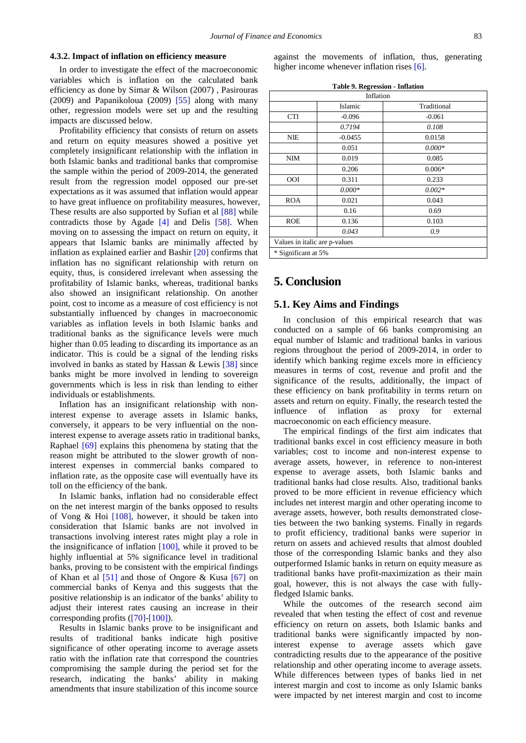#### 4.3.2. Impact of inflation on efficiency measure

In order to investigate the effect of the macroeconomic variables which is inflation on the calculated bank efficiency as done by Simar & Wilson (2007) , Pasirouras (2009) and Papanikoloua (2009) [55] along with many other, regression models were set up and the resulting impacts are discussed below.

Profitability efficiency that consists of return on assets and return on equity measures showed a positive yet completely insignificant relationship with the inflation in both Islamic banks and traditional banks that compromise the sample within the period of 2009-2014, the generated result from the regression model opposed our pre-set expectations as it was assumed that inflation would appear to have great influence on profitability measures, however, These results are also supported by Sufian et al [88] while contradicts those by Agade [4] and Delis [58]. When moving on to assessing the impact on return on equity, it appears that Islamic banks are minimally affected by inflation as explained earlier and Bashir [20] confirms that inflation has no significant relationship with return on equity, thus, is considered irrelevant when assessing the profitability of Islamic banks, whereas, traditional banks also showed an insignificant relationship. On another point, cost to income as a measure of cost efficiency is not substantially influenced by changes in macroeconomic variables as inflation levels in both Islamic banks and traditional banks as the significance levels were much higher than 0.05 leading to discarding its importance as an indicator. This is could be a signal of the lending risks involved in banks as stated by Hassan & Lewis [38] since banks might be more involved in lending to sovereign governments which is less in risk than lending to either individuals or establishments.

Inflation has an insignificant relationship with non-interest expense to average assets in Islamic banks, conversely, it appears to be very influential on the non-interest expense to average assets ratio in traditional banks, Raphael [69] explains this phenomena by stating that the reason might be attributed to the slower growth of non-interest expenses in commercial banks compared to inflation rate, as the opposite case will eventually have its toll on the efficiency of the bank.

In Islamic banks, inflation had no considerable effect on the net interest margin of the banks opposed to results of Vong & Hoi [108], however, it should be taken into consideration that Islamic banks are not involved in transactions involving interest rates might play a role in the insignificance of inflation [100], while it proved to be highly influential at 5% significance level in traditional banks, proving to be consistent with the empirical findings of Khan et al [51] and those of Ongore & Kusa [67] on commercial banks of Kenya and this suggests that the positive relationship is an indicator of the banks' ability to adjust their interest rates causing an increase in their corresponding profits ([70]-[100]).

Results in Islamic banks prove to be insignificant and results of traditional banks indicate high positive significance of other operating income to average assets ratio with the inflation rate that correspond the countries compromising the sample during the period set for the research, indicating the banks' ability in making amendments that insure stabilization of this income source against the movements of inflation, thus, generating higher income whenever inflation rises [6].

**Table 9. Regression - Inflation**

| Inflation | | |
|---|---|---|
| | Islamic | Traditional |
| CTI | -0.096 | -0.061 |
| | *0.7194* | *0.108* |
| NIE | -0.0455 | 0.0158 |
| | 0.051 | *0.000** |
| NIM | 0.019 | 0.085 |
| | 0.206 | 0.006* |
| OOI | 0.311 | 0.233 |
| | *0.000** | *0.002** |
| ROA | 0.021 | 0.043 |
| | 0.16 | 0.69 |
| ROE | 0.136 | 0.103 |
| | *0.043* | *0.9* |
| Values in italic are p-values | | |
| * Significant at 5% | | |

## 5. Conclusion

### 5.1. Key Aims and Findings

In conclusion of this empirical research that was conducted on a sample of 66 banks compromising an equal number of Islamic and traditional banks in various regions throughout the period of 2009-2014, in order to identify which banking regime excels more in efficiency measures in terms of cost, revenue and profit and the significance of the results, additionally, the impact of these efficiency on bank profitability in terms return on assets and return on equity. Finally, the research tested the influence of inflation as proxy for external macroeconomic on each efficiency measure.

The empirical findings of the first aim indicates that traditional banks excel in cost efficiency measure in both variables; cost to income and non-interest expense to average assets, however, in reference to non-interest expense to average assets, both Islamic banks and traditional banks had close results. Also, traditional banks proved to be more efficient in revenue efficiency which includes net interest margin and other operating income to average assets, however, both results demonstrated close-ties between the two banking systems. Finally in regards to profit efficiency, traditional banks were superior in return on assets and achieved results that almost doubled those of the corresponding Islamic banks and they also outperformed Islamic banks in return on equity measure as traditional banks have profit-maximization as their main goal, however, this is not always the case with fully-fledged Islamic banks.

While the outcomes of the research second aim revealed that when testing the effect of cost and revenue efficiency on return on assets, both Islamic banks and traditional banks were significantly impacted by non-interest expense to average assets which gave contradicting results due to the appearance of the positive relationship and other operating income to average assets. While differences between types of banks lied in net interest margin and cost to income as only Islamic banks were impacted by net interest margin and cost to income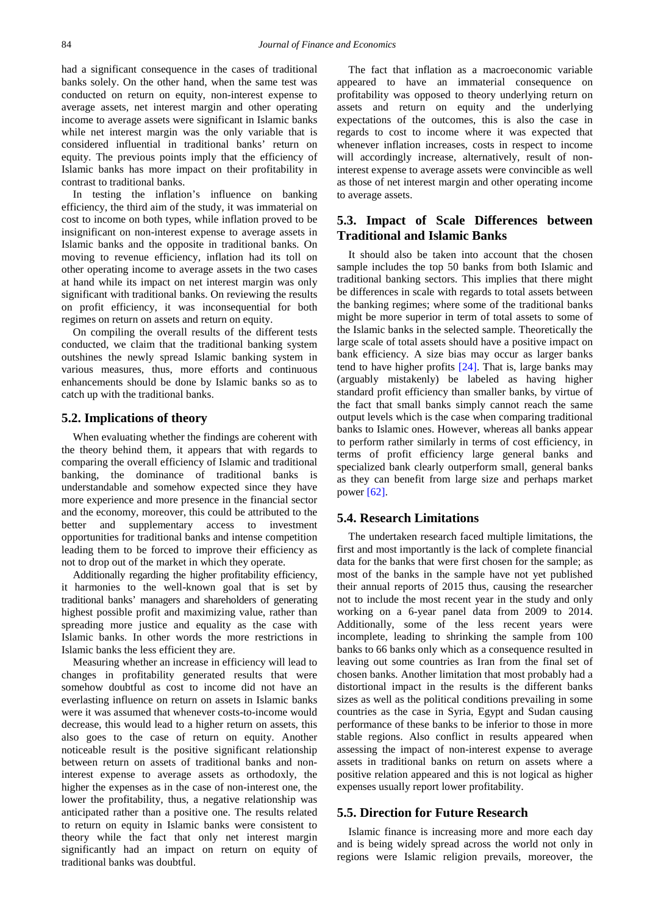had a significant consequence in the cases of traditional banks solely. On the other hand, when the same test was conducted on return on equity, non-interest expense to average assets, net interest margin and other operating income to average assets were significant in Islamic banks while net interest margin was the only variable that is considered influential in traditional banks' return on equity. The previous points imply that the efficiency of Islamic banks has more impact on their profitability in contrast to traditional banks.

In testing the inflation's influence on banking efficiency, the third aim of the study, it was immaterial on cost to income on both types, while inflation proved to be insignificant on non-interest expense to average assets in Islamic banks and the opposite in traditional banks. On moving to revenue efficiency, inflation had its toll on other operating income to average assets in the two cases at hand while its impact on net interest margin was only significant with traditional banks. On reviewing the results on profit efficiency, it was inconsequential for both regimes on return on assets and return on equity.

On compiling the overall results of the different tests conducted, we claim that the traditional banking system outshines the newly spread Islamic banking system in various measures, thus, more efforts and continuous enhancements should be done by Islamic banks so as to catch up with the traditional banks.

## 5.2. Implications of theory

When evaluating whether the findings are coherent with the theory behind them, it appears that with regards to comparing the overall efficiency of Islamic and traditional banking, the dominance of traditional banks is understandable and somehow expected since they have more experience and more presence in the financial sector and the economy, moreover, this could be attributed to the better and supplementary access to investment opportunities for traditional banks and intense competition leading them to be forced to improve their efficiency as not to drop out of the market in which they operate.

Additionally regarding the higher profitability efficiency, it harmonies to the well-known goal that is set by traditional banks' managers and shareholders of generating highest possible profit and maximizing value, rather than spreading more justice and equality as the case with Islamic banks. In other words the more restrictions in Islamic banks the less efficient they are.

Measuring whether an increase in efficiency will lead to changes in profitability generated results that were somehow doubtful as cost to income did not have an everlasting influence on return on assets in Islamic banks were it was assumed that whenever costs-to-income would decrease, this would lead to a higher return on assets, this also goes to the case of return on equity. Another noticeable result is the positive significant relationship between return on assets of traditional banks and non-interest expense to average assets as orthodoxly, the higher the expenses as in the case of non-interest one, the lower the profitability, thus, a negative relationship was anticipated rather than a positive one. The results related to return on equity in Islamic banks were consistent to theory while the fact that only net interest margin significantly had an impact on return on equity of traditional banks was doubtful.

The fact that inflation as a macroeconomic variable appeared to have an immaterial consequence on profitability was opposed to theory underlying return on assets and return on equity and the underlying expectations of the outcomes, this is also the case in regards to cost to income where it was expected that whenever inflation increases, costs in respect to income will accordingly increase, alternatively, result of non-interest expense to average assets were convincible as well as those of net interest margin and other operating income to average assets.

## 5.3. Impact of Scale Differences between Traditional and Islamic Banks

It should also be taken into account that the chosen sample includes the top 50 banks from both Islamic and traditional banking sectors. This implies that there might be differences in scale with regards to total assets between the banking regimes; where some of the traditional banks might be more superior in term of total assets to some of the Islamic banks in the selected sample. Theoretically the large scale of total assets should have a positive impact on bank efficiency. A size bias may occur as larger banks tend to have higher profits [24]. That is, large banks may (arguably mistakenly) be labeled as having higher standard profit efficiency than smaller banks, by virtue of the fact that small banks simply cannot reach the same output levels which is the case when comparing traditional banks to Islamic ones. However, whereas all banks appear to perform rather similarly in terms of cost efficiency, in terms of profit efficiency large general banks and specialized bank clearly outperform small, general banks as they can benefit from large size and perhaps market power [62].

## 5.4. Research Limitations

The undertaken research faced multiple limitations, the first and most importantly is the lack of complete financial data for the banks that were first chosen for the sample; as most of the banks in the sample have not yet published their annual reports of 2015 thus, causing the researcher not to include the most recent year in the study and only working on a 6-year panel data from 2009 to 2014. Additionally, some of the less recent years were incomplete, leading to shrinking the sample from 100 banks to 66 banks only which as a consequence resulted in leaving out some countries as Iran from the final set of chosen banks. Another limitation that most probably had a distortional impact in the results is the different banks sizes as well as the political conditions prevailing in some countries as the case in Syria, Egypt and Sudan causing performance of these banks to be inferior to those in more stable regions. Also conflict in results appeared when assessing the impact of non-interest expense to average assets in traditional banks on return on assets where a positive relation appeared and this is not logical as higher expenses usually report lower profitability.

## 5.5. Direction for Future Research

Islamic finance is increasing more and more each day and is being widely spread across the world not only in regions were Islamic religion prevails, moreover, the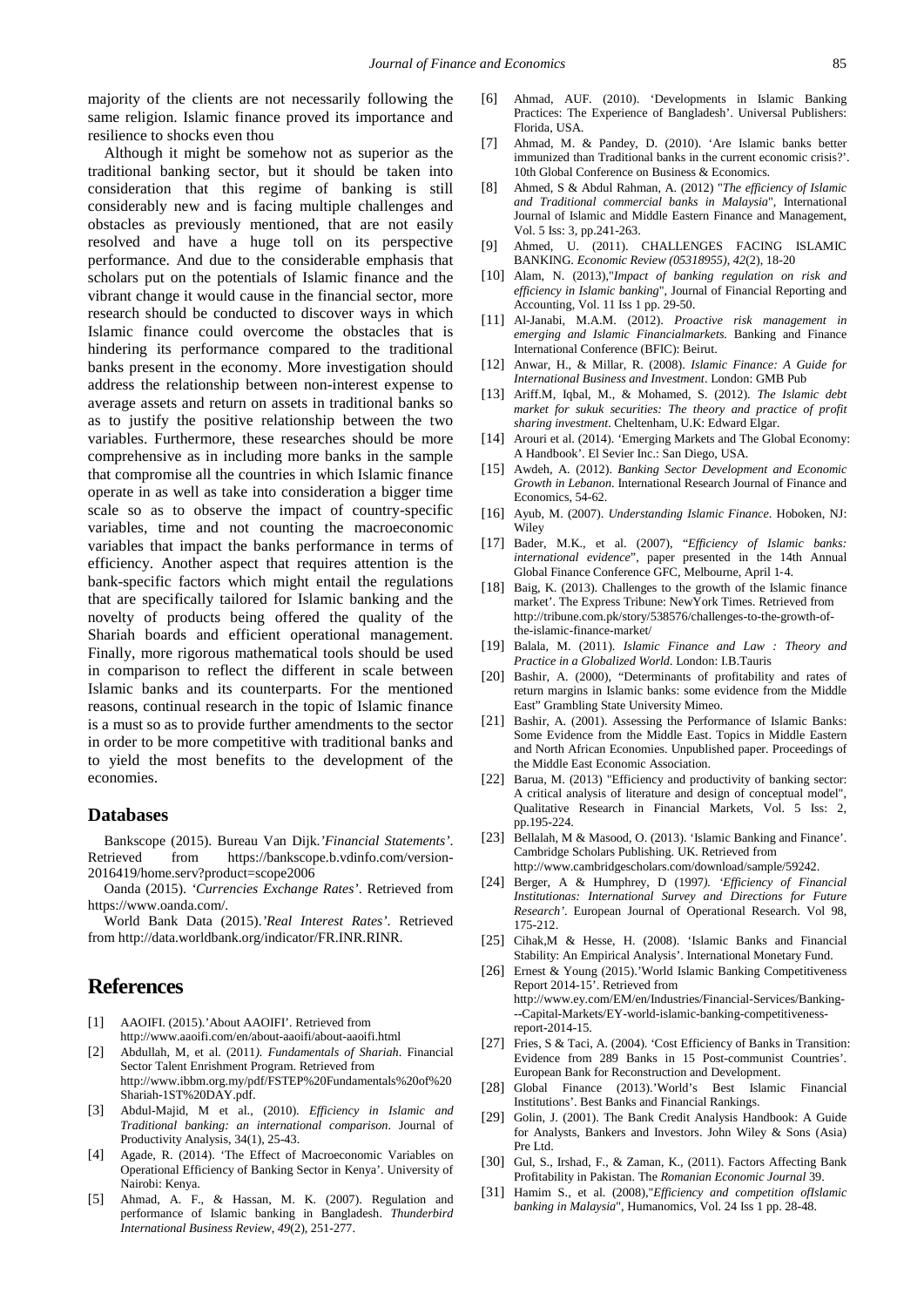majority of the clients are not necessarily following the same religion. Islamic finance proved its importance and resilience to shocks even thou

Although it might be somehow not as superior as the traditional banking sector, but it should be taken into consideration that this regime of banking is still considerably new and is facing multiple challenges and obstacles as previously mentioned, that are not easily resolved and have a huge toll on its perspective performance. And due to the considerable emphasis that scholars put on the potentials of Islamic finance and the vibrant change it would cause in the financial sector, more research should be conducted to discover ways in which Islamic finance could overcome the obstacles that is hindering its performance compared to the traditional banks present in the economy. More investigation should address the relationship between non-interest expense to average assets and return on assets in traditional banks so as to justify the positive relationship between the two variables. Furthermore, these researches should be more comprehensive as in including more banks in the sample that compromise all the countries in which Islamic finance operate in as well as take into consideration a bigger time scale so as to observe the impact of country-specific variables, time and not counting the macroeconomic variables that impact the banks performance in terms of efficiency. Another aspect that requires attention is the bank-specific factors which might entail the regulations that are specifically tailored for Islamic banking and the novelty of products being offered the quality of the Shariah boards and efficient operational management. Finally, more rigorous mathematical tools should be used in comparison to reflect the different in scale between Islamic banks and its counterparts. For the mentioned reasons, continual research in the topic of Islamic finance is a must so as to provide further amendments to the sector in order to be more competitive with traditional banks and to yield the most benefits to the development of the economies.

## Databases

Bankscope (2015). Bureau Van Dijk.*'Financial Statements'*. Retrieved from https://bankscope.b.vdinfo.com/version-2016419/home.serv?product=scope2006

Oanda (2015). *'Currencies Exchange Rates'*. Retrieved from https://www.oanda.com/.

World Bank Data (2015).*'Real Interest Rates'*. Retrieved from http://data.worldbank.org/indicator/FR.INR.RINR.

# References

[1] AAOIFI. (2015).'About AAOIFI'. Retrieved from http://www.aaoifi.com/en/about-aaoifi/about-aaoifi.html

[2] Abdullah, M, et al. (2011*). Fundamentals of Shariah*. Financial Sector Talent Enrishment Program. Retrieved from http://www.ibbm.org.my/pdf/FSTEP%20Fundamentals%20of%20Shariah-1ST%20DAY.pdf.

[3] Abdul-Majid, M et al., (2010). *Efficiency in Islamic and Traditional banking: an international comparison*. Journal of Productivity Analysis, 34(1), 25-43.

[4] Agade, R. (2014). 'The Effect of Macroeconomic Variables on Operational Efficiency of Banking Sector in Kenya'. University of Nairobi: Kenya.

[5] Ahmad, A. F., & Hassan, M. K. (2007). Regulation and performance of Islamic banking in Bangladesh. *Thunderbird International Business Review, 49*(2), 251-277.

[6] Ahmad, AUF. (2010). 'Developments in Islamic Banking Practices: The Experience of Bangladesh'. Universal Publishers: Florida, USA.

[7] Ahmad, M. & Pandey, D. (2010). 'Are Islamic banks better immunized than Traditional banks in the current economic crisis?'. 10th Global Conference on Business & Economics.

[8] Ahmed, S & Abdul Rahman, A. (2012) "*The efficiency of Islamic and Traditional commercial banks in Malaysia*", International Journal of Islamic and Middle Eastern Finance and Management, Vol. 5 Iss: 3, pp.241-263.

[9] Ahmed, U. (2011). CHALLENGES FACING ISLAMIC BANKING. *Economic Review (05318955), 42*(2), 18-20

[10] Alam, N. (2013),"*Impact of banking regulation on risk and efficiency in Islamic banking*", Journal of Financial Reporting and Accounting, Vol. 11 Iss 1 pp. 29-50.

[11] Al-Janabi, M.A.M. (2012). *Proactive risk management in emerging and Islamic Financialmarkets*. Banking and Finance International Conference (BFIC): Beirut.

[12] Anwar, H., & Millar, R. (2008). *Islamic Finance: A Guide for International Business and Investment*. London: GMB Pub

[13] Ariff.M, Iqbal, M., & Mohamed, S. (2012). *The Islamic debt market for sukuk securities: The theory and practice of profit sharing investment*. Cheltenham, U.K: Edward Elgar.

[14] Arouri et al. (2014). 'Emerging Markets and The Global Economy: A Handbook'. El Sevier Inc.: San Diego, USA.

[15] Awdeh, A. (2012). *Banking Sector Development and Economic Growth in Lebanon*. International Research Journal of Finance and Economics, 54-62.

[16] Ayub, M. (2007). *Understanding Islamic Finance*. Hoboken, NJ: Wiley

[17] Bader, M.K., et al. (2007), "*Efficiency of Islamic banks: international evidence*", paper presented in the 14th Annual Global Finance Conference GFC, Melbourne, April 1-4.

[18] Baig, K. (2013). Challenges to the growth of the Islamic finance market'. The Express Tribune: NewYork Times. Retrieved from http://tribune.com.pk/story/538576/challenges-to-the-growth-of-the-islamic-finance-market/

[19] Balala, M. (2011). *Islamic Finance and Law : Theory and Practice in a Globalized World*. London: I.B.Tauris

[20] Bashir, A. (2000), "Determinants of profitability and rates of return margins in Islamic banks: some evidence from the Middle East" Grambling State University Mimeo.

[21] Bashir, A. (2001). Assessing the Performance of Islamic Banks: Some Evidence from the Middle East. Topics in Middle Eastern and North African Economies. Unpublished paper. Proceedings of the Middle East Economic Association.

[22] Barua, M. (2013) "Efficiency and productivity of banking sector: A critical analysis of literature and design of conceptual model", Qualitative Research in Financial Markets, Vol. 5 Iss: 2, pp.195-224.

[23] Bellalah, M & Masood, O. (2013). 'Islamic Banking and Finance'. Cambridge Scholars Publishing. UK. Retrieved from http://www.cambridgescholars.com/download/sample/59242.

[24] Berger, A & Humphrey, D (1997*). 'Efficiency of Financial Institutionas: International Survey and Directions for Future Research'*. European Journal of Operational Research. Vol 98, 175-212.

[25] Cihak,M & Hesse, H. (2008). 'Islamic Banks and Financial Stability: An Empirical Analysis'. International Monetary Fund.

[26] Ernest & Young (2015).'World Islamic Banking Competitiveness Report 2014-15'. Retrieved from http://www.ey.com/EM/en/Industries/Financial-Services/Banking---Capital-Markets/EY-world-islamic-banking-competitiveness-report-2014-15.

[27] Fries, S & Taci, A. (2004). 'Cost Efficiency of Banks in Transition: Evidence from 289 Banks in 15 Post-communist Countries'. European Bank for Reconstruction and Development.

[28] Global Finance (2013).'World's Best Islamic Financial Institutions'. Best Banks and Financial Rankings.

[29] Golin, J. (2001). The Bank Credit Analysis Handbook: A Guide for Analysts, Bankers and Investors. John Wiley & Sons (Asia) Pre Ltd.

[30] Gul, S., Irshad, F., & Zaman, K., (2011). Factors Affecting Bank Profitability in Pakistan. The *Romanian Economic Journal* 39.

[31] Hamim S., et al. (2008),"*Efficiency and competition ofIslamic banking in Malaysia*", Humanomics, Vol. 24 Iss 1 pp. 28-48.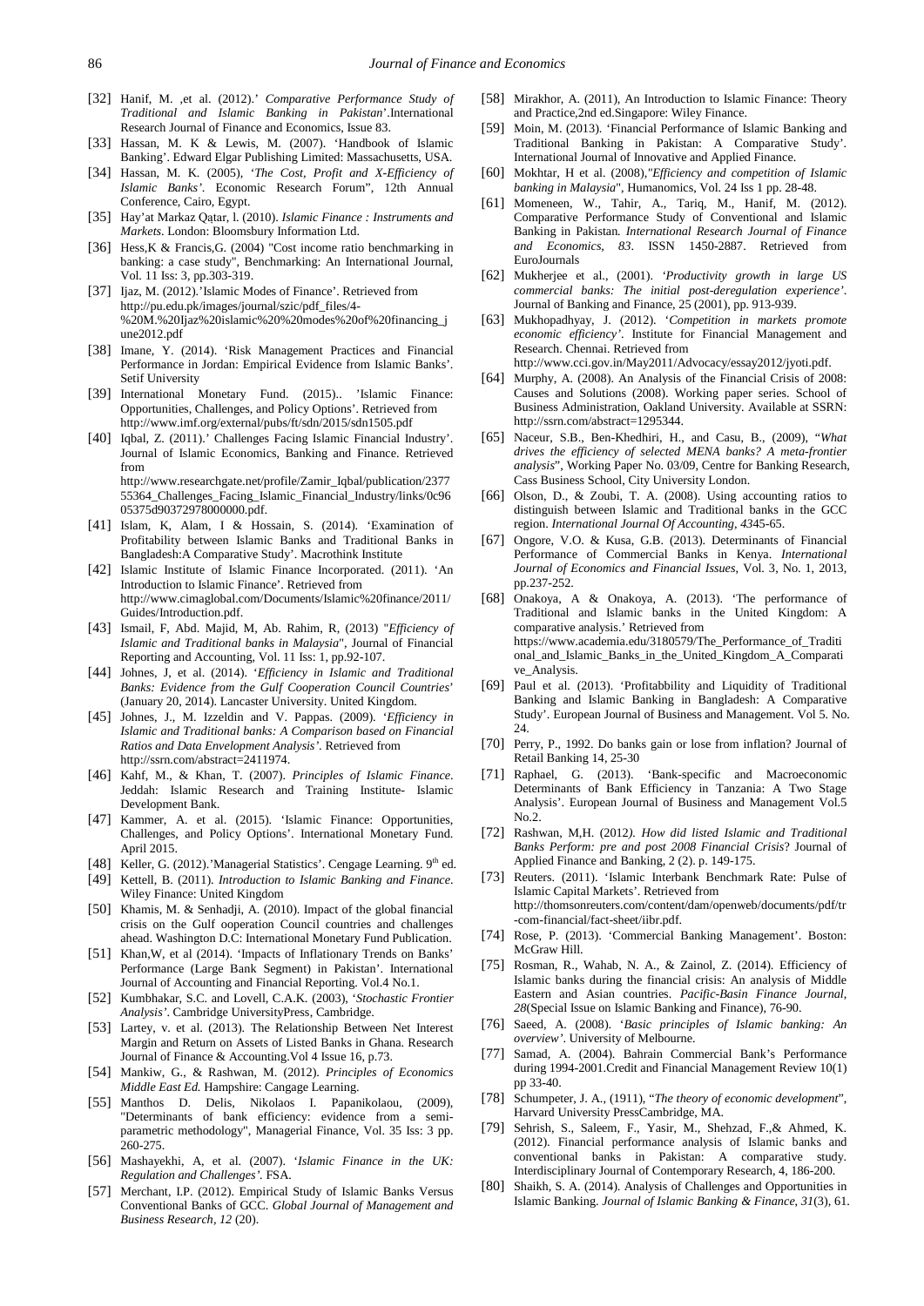[32] Hanif, M. ,et al. (2012).' *Comparative Performance Study of Traditional and Islamic Banking in Pakistan*'.International Research Journal of Finance and Economics, Issue 83.

[33] Hassan, M. K & Lewis, M. (2007). 'Handbook of Islamic Banking'. Edward Elgar Publishing Limited: Massachusetts, USA.

[34] Hassan, M. K. (2005), '*The Cost, Profit and X-Efficiency of Islamic Banks'*. Economic Research Forum", 12th Annual Conference, Cairo, Egypt.

[35] Hay'at Markaz Qaṭar, l. (2010). *Islamic Finance : Instruments and Markets*. London: Bloomsbury Information Ltd.

[36] Hess,K & Francis,G. (2004) "Cost income ratio benchmarking in banking: a case study", Benchmarking: An International Journal, Vol. 11 Iss: 3, pp.303-319.

[37] Ijaz, M. (2012).'Islamic Modes of Finance'. Retrieved from http://pu.edu.pk/images/journal/szic/pdf_files/4-%20M.%20Ijaz%20islamic%20%20modes%20of%20financing_june2012.pdf

[38] Imane, Y. (2014). 'Risk Management Practices and Financial Performance in Jordan: Empirical Evidence from Islamic Banks'. Setif University

[39] International Monetary Fund. (2015).. 'Islamic Finance: Opportunities, Challenges, and Policy Options'. Retrieved from http://www.imf.org/external/pubs/ft/sdn/2015/sdn1505.pdf

[40] Iqbal, Z. (2011).' Challenges Facing Islamic Financial Industry'. Journal of Islamic Economics, Banking and Finance. Retrieved from http://www.researchgate.net/profile/Zamir_Iqbal/publication/237755364_Challenges_Facing_Islamic_Financial_Industry/links/0c9605375d90372978000000.pdf.

[41] Islam, K, Alam, I & Hossain, S. (2014). 'Examination of Profitability between Islamic Banks and Traditional Banks in Bangladesh:A Comparative Study'. Macrothink Institute

[42] Islamic Institute of Islamic Finance Incorporated. (2011). 'An Introduction to Islamic Finance'. Retrieved from http://www.cimaglobal.com/Documents/Islamic%20finance/2011/Guides/Introduction.pdf.

[43] Ismail, F, Abd. Majid, M, Ab. Rahim, R, (2013) "*Efficiency of Islamic and Traditional banks in Malaysia*", Journal of Financial Reporting and Accounting, Vol. 11 Iss: 1, pp.92-107.

[44] Johnes, J, et al. (2014). '*Efficiency in Islamic and Traditional Banks: Evidence from the Gulf Cooperation Council Countries*' (January 20, 2014). Lancaster University. United Kingdom.

[45] Johnes, J., M. Izzeldin and V. Pappas. (2009). '*Efficiency in Islamic and Traditional banks: A Comparison based on Financial Ratios and Data Envelopment Analysis'*. Retrieved from http://ssrn.com/abstract=2411974.

[46] Kahf, M., & Khan, T. (2007). *Principles of Islamic Finance*. Jeddah: Islamic Research and Training Institute- Islamic Development Bank.

[47] Kammer, A. et al. (2015). 'Islamic Finance: Opportunities, Challenges, and Policy Options'. International Monetary Fund. April 2015.

[48] Keller, G. (2012).'Managerial Statistics'. Cengage Learning. 9th ed.

[49] Kettell, B. (2011). *Introduction to Islamic Banking and Finance*. Wiley Finance: United Kingdom

[50] Khamis, M. & Senhadji, A. (2010). Impact of the global financial crisis on the Gulf ooperation Council countries and challenges ahead. Washington D.C: International Monetary Fund Publication.

[51] Khan,W, et al (2014). 'Impacts of Inflationary Trends on Banks' Performance (Large Bank Segment) in Pakistan'. International Journal of Accounting and Financial Reporting. Vol.4 No.1.

[52] Kumbhakar, S.C. and Lovell, C.A.K. (2003), '*Stochastic Frontier Analysis'*. Cambridge UniversityPress, Cambridge.

[53] Lartey, v. et al. (2013). The Relationship Between Net Interest Margin and Return on Assets of Listed Banks in Ghana. Research Journal of Finance & Accounting.Vol 4 Issue 16, p.73.

[54] Mankiw, G., & Rashwan, M. (2012). *Principles of Economics Middle East Ed.* Hampshire: Cangage Learning.

[55] Manthos D. Delis, Nikolaos I. Papanikolaou, (2009), "Determinants of bank efficiency: evidence from a semi-parametric methodology", Managerial Finance, Vol. 35 Iss: 3 pp. 260-275.

[56] Mashayekhi, A, et al. (2007). '*Islamic Finance in the UK: Regulation and Challenges'*. FSA.

[57] Merchant, I.P. (2012). Empirical Study of Islamic Banks Versus Conventional Banks of GCC. *Global Journal of Management and Business Research*, *12* (20).

[58] Mirakhor, A. (2011), An Introduction to Islamic Finance: Theory and Practice,2nd ed.Singapore: Wiley Finance.

[59] Moin, M. (2013). 'Financial Performance of Islamic Banking and Traditional Banking in Pakistan: A Comparative Study'. International Journal of Innovative and Applied Finance.

[60] Mokhtar, H et al. (2008),"*Efficiency and competition of Islamic banking in Malaysia*", Humanomics, Vol. 24 Iss 1 pp. 28-48.

[61] Momeneen, W., Tahir, A., Tariq, M., Hanif, M. (2012). Comparative Performance Study of Conventional and Islamic Banking in Pakistan. *International Research Journal of Finance and Economics*, *83*. ISSN 1450-2887. Retrieved from EuroJournals

[62] Mukherjee et al., (2001). '*Productivity growth in large US commercial banks: The initial post-deregulation experience'*. Journal of Banking and Finance, 25 (2001), pp. 913-939.

[63] Mukhopadhyay, J. (2012). '*Competition in markets promote economic efficiency'*. Institute for Financial Management and Research. Chennai. Retrieved from http://www.cci.gov.in/May2011/Advocacy/essay2012/jyoti.pdf.

[64] Murphy, A. (2008). An Analysis of the Financial Crisis of 2008: Causes and Solutions (2008). Working paper series. School of Business Administration, Oakland University. Available at SSRN: http://ssrn.com/abstract=1295344.

[65] Naceur, S.B., Ben-Khedhiri, H., and Casu, B., (2009), "*What drives the efficiency of selected MENA banks? A meta-frontier analysis*", Working Paper No. 03/09, Centre for Banking Research, Cass Business School, City University London.

[66] Olson, D., & Zoubi, T. A. (2008). Using accounting ratios to distinguish between Islamic and Traditional banks in the GCC region. *International Journal Of Accounting*, *43*45-65.

[67] Ongore, V.O. & Kusa, G.B. (2013). Determinants of Financial Performance of Commercial Banks in Kenya. *International Journal of Economics and Financial Issues*, Vol. 3, No. 1, 2013, pp.237-252.

[68] Onakoya, A & Onakoya, A. (2013). 'The performance of Traditional and Islamic banks in the United Kingdom: A comparative analysis.' Retrieved from https://www.academia.edu/3180579/The_Performance_of_Traditional_and_Islamic_Banks_in_the_United_Kingdom_A_Comparative_Analysis.

[69] Paul et al. (2013). 'Profitabbility and Liquidity of Traditional Banking and Islamic Banking in Bangladesh: A Comparative Study'. European Journal of Business and Management. Vol 5. No. 24.

[70] Perry, P., 1992. Do banks gain or lose from inflation? Journal of Retail Banking 14, 25-30

[71] Raphael, G. (2013). 'Bank-specific and Macroeconomic Determinants of Bank Efficiency in Tanzania: A Two Stage Analysis'. European Journal of Business and Management Vol.5 No.2.

[72] Rashwan, M,H. (2012*). How did listed Islamic and Traditional Banks Perform: pre and post 2008 Financial Crisis*? Journal of Applied Finance and Banking, 2 (2). p. 149-175.

[73] Reuters. (2011). 'Islamic Interbank Benchmark Rate: Pulse of Islamic Capital Markets'. Retrieved from http://thomsonreuters.com/content/dam/openweb/documents/pdf/tr-com-financial/fact-sheet/iibr.pdf.

[74] Rose, P. (2013). 'Commercial Banking Management'. Boston: McGraw Hill.

[75] Rosman, R., Wahab, N. A., & Zainol, Z. (2014). Efficiency of Islamic banks during the financial crisis: An analysis of Middle Eastern and Asian countries. *Pacific-Basin Finance Journal*, *28*(Special Issue on Islamic Banking and Finance), 76-90.

[76] Saeed, A. (2008). '*Basic principles of Islamic banking: An overview'*. University of Melbourne.

[77] Samad, A. (2004). Bahrain Commercial Bank's Performance during 1994-2001.Credit and Financial Management Review 10(1) pp 33-40.

[78] Schumpeter, J. A., (1911), "*The theory of economic development*", Harvard University PressCambridge, MA.

[79] Sehrish, S., Saleem, F., Yasir, M., Shehzad, F.,& Ahmed, K. (2012). Financial performance analysis of Islamic banks and conventional banks in Pakistan: A comparative study. Interdisciplinary Journal of Contemporary Research, 4, 186-200.

[80] Shaikh, S. A. (2014). Analysis of Challenges and Opportunities in Islamic Banking. *Journal of Islamic Banking & Finance*, *31*(3), 61.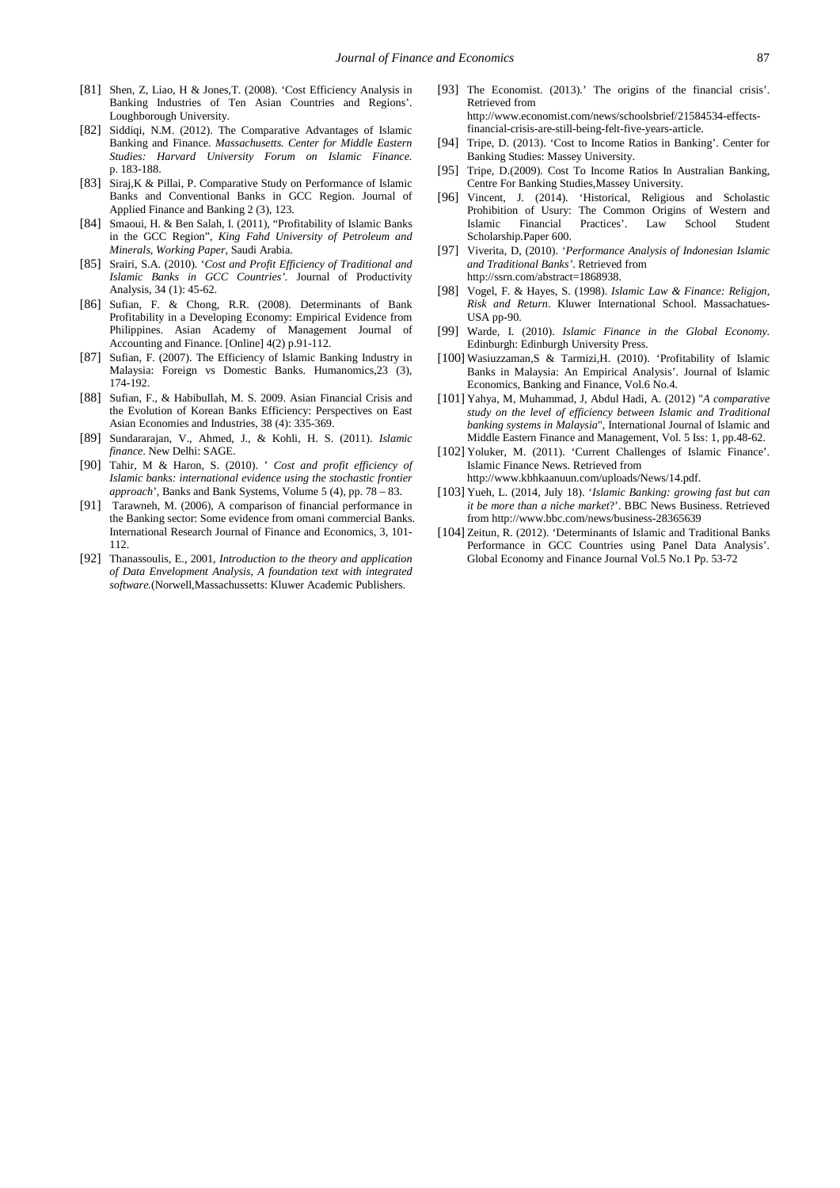[81] Shen, Z, Liao, H & Jones,T. (2008). 'Cost Efficiency Analysis in Banking Industries of Ten Asian Countries and Regions'. Loughborough University.

[82] Siddiqi, N.M. (2012). The Comparative Advantages of Islamic Banking and Finance. *Massachusetts. Center for Middle Eastern Studies: Harvard University Forum on Islamic Finance.* p. 183-188.

[83] Siraj,K & Pillai, P. Comparative Study on Performance of Islamic Banks and Conventional Banks in GCC Region. Journal of Applied Finance and Banking 2 (3), 123.

[84] Smaoui, H. & Ben Salah, I. (2011), "Profitability of Islamic Banks in the GCC Region", *King Fahd University of Petroleum and Minerals, Working Paper*, Saudi Arabia.

[85] Srairi, S.A. (2010). '*Cost and Profit Efficiency of Traditional and Islamic Banks in GCC Countries'*. Journal of Productivity Analysis, 34 (1): 45-62.

[86] Sufian, F. & Chong, R.R. (2008). Determinants of Bank Profitability in a Developing Economy: Empirical Evidence from Philippines. Asian Academy of Management Journal of Accounting and Finance. [Online] 4(2) p.91-112.

[87] Sufian, F. (2007). The Efficiency of Islamic Banking Industry in Malaysia: Foreign vs Domestic Banks. Humanomics,23 (3), 174-192.

[88] Sufian, F., & Habibullah, M. S. 2009. Asian Financial Crisis and the Evolution of Korean Banks Efficiency: Perspectives on East Asian Economies and Industries, 38 (4): 335-369.

[89] Sundararajan, V., Ahmed, J., & Kohli, H. S. (2011). *Islamic finance*. New Delhi: SAGE.

[90] Tahir, M & Haron, S. (2010). ' *Cost and profit efficiency of Islamic banks: international evidence using the stochastic frontier approach*', Banks and Bank Systems, Volume 5 (4), pp. 78 – 83.

[91] Tarawneh, M. (2006), A comparison of financial performance in the Banking sector: Some evidence from omani commercial Banks. International Research Journal of Finance and Economics, 3, 101-112.

[92] Thanassoulis, E., 2001, *Introduction to the theory and application of Data Envelopment Analysis, A foundation text with integrated software.*(Norwell,Massachussetts: Kluwer Academic Publishers.

[93] The Economist. (2013).' The origins of the financial crisis'. Retrieved from http://www.economist.com/news/schoolsbrief/21584534-effects-financial-crisis-are-still-being-felt-five-years-article.

[94] Tripe, D. (2013). 'Cost to Income Ratios in Banking'. Center for Banking Studies: Massey University.

[95] Tripe, D.(2009). Cost To Income Ratios In Australian Banking, Centre For Banking Studies,Massey University.

[96] Vincent, J. (2014). 'Historical, Religious and Scholastic Prohibition of Usury: The Common Origins of Western and Islamic Financial Practices'. Law School Student Scholarship.Paper 600.

[97] Viverita, D, (2010). '*Performance Analysis of Indonesian Islamic and Traditional Banks'*. Retrieved from http://ssrn.com/abstract=1868938.

[98] Vogel, F. & Hayes, S. (1998). *Islamic Law & Finance: Religjon, Risk and Return*. Kluwer International School. Massachatues-USA pp-90.

[99] Warde, I. (2010). *Islamic Finance in the Global Economy*. Edinburgh: Edinburgh University Press.

[100] Wasiuzzaman,S & Tarmizi,H. (2010). 'Profitability of Islamic Banks in Malaysia: An Empirical Analysis'. Journal of Islamic Economics, Banking and Finance, Vol.6 No.4.

[101] Yahya, M, Muhammad, J, Abdul Hadi, A. (2012) "*A comparative study on the level of efficiency between Islamic and Traditional banking systems in Malaysia*", International Journal of Islamic and Middle Eastern Finance and Management, Vol. 5 Iss: 1, pp.48-62.

[102] Yoluker, M. (2011). 'Current Challenges of Islamic Finance'. Islamic Finance News. Retrieved from http://www.kbhkaanuun.com/uploads/News/14.pdf.

[103] Yueh, L. (2014, July 18). '*Islamic Banking: growing fast but can it be more than a niche market*?'. BBC News Business. Retrieved from http://www.bbc.com/news/business-28365639

[104] Zeitun, R. (2012). 'Determinants of Islamic and Traditional Banks Performance in GCC Countries using Panel Data Analysis'. Global Economy and Finance Journal Vol.5 No.1 Pp. 53-72